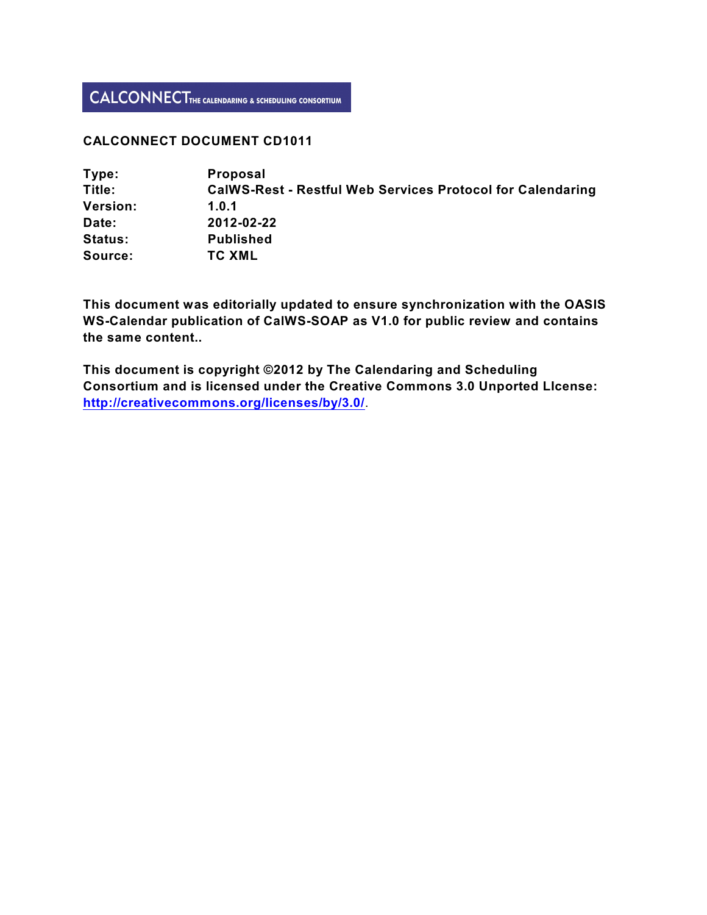CALCONNECT THE CALENDARING & SCHEDULING CONSORTIUM

**CALCONNECT DOCUMENT CD1011**

| | |
|---|---|
| **Type:** | **Proposal** |
| **Title:** | **CalWS-Rest - Restful Web Services Protocol for Calendaring** |
| **Version:** | **1.0.1** |
| **Date:** | **2012-02-22** |
| **Status:** | **Published** |
| **Source:** | **TC XML** |

**This document was editorially updated to ensure synchronization with the OASIS WS-Calendar publication of CalWS-SOAP as V1.0 for public review and contains the same content..**

**This document is copyright ©2012 by The Calendaring and Scheduling Consortium and is licensed under the Creative Commons 3.0 Unported LIcense: [http://creativecommons.org/licenses/by/3.0/](http://creativecommons.org/licenses/by/3.0/)**.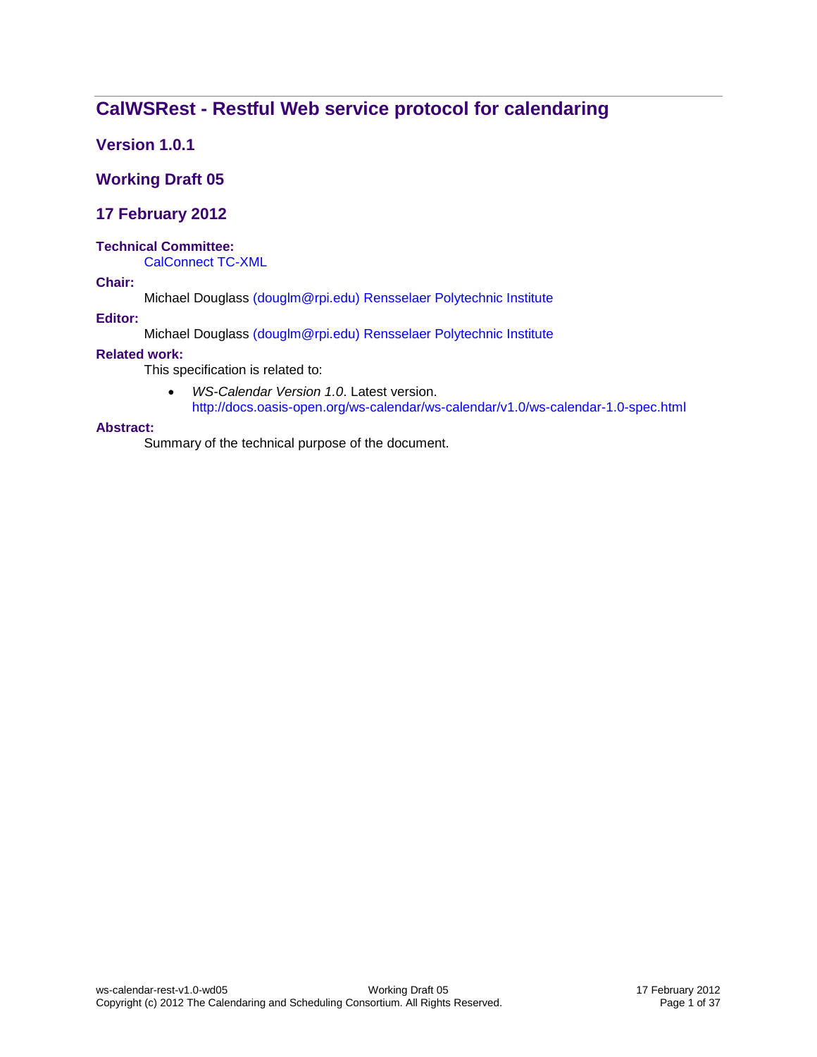# CalWSRest - Restful Web service protocol for calendaring

## Version 1.0.1

## Working Draft 05

## 17 February 2012

**Technical Committee:**

CalConnect TC-XML

**Chair:**

Michael Douglass (douglm@rpi.edu) Rensselaer Polytechnic Institute

**Editor:**

Michael Douglass (douglm@rpi.edu) Rensselaer Polytechnic Institute

**Related work:**

This specification is related to:

- *WS-Calendar Version 1.0*. Latest version. http://docs.oasis-open.org/ws-calendar/ws-calendar/v1.0/ws-calendar-1.0-spec.html

**Abstract:**

Summary of the technical purpose of the document.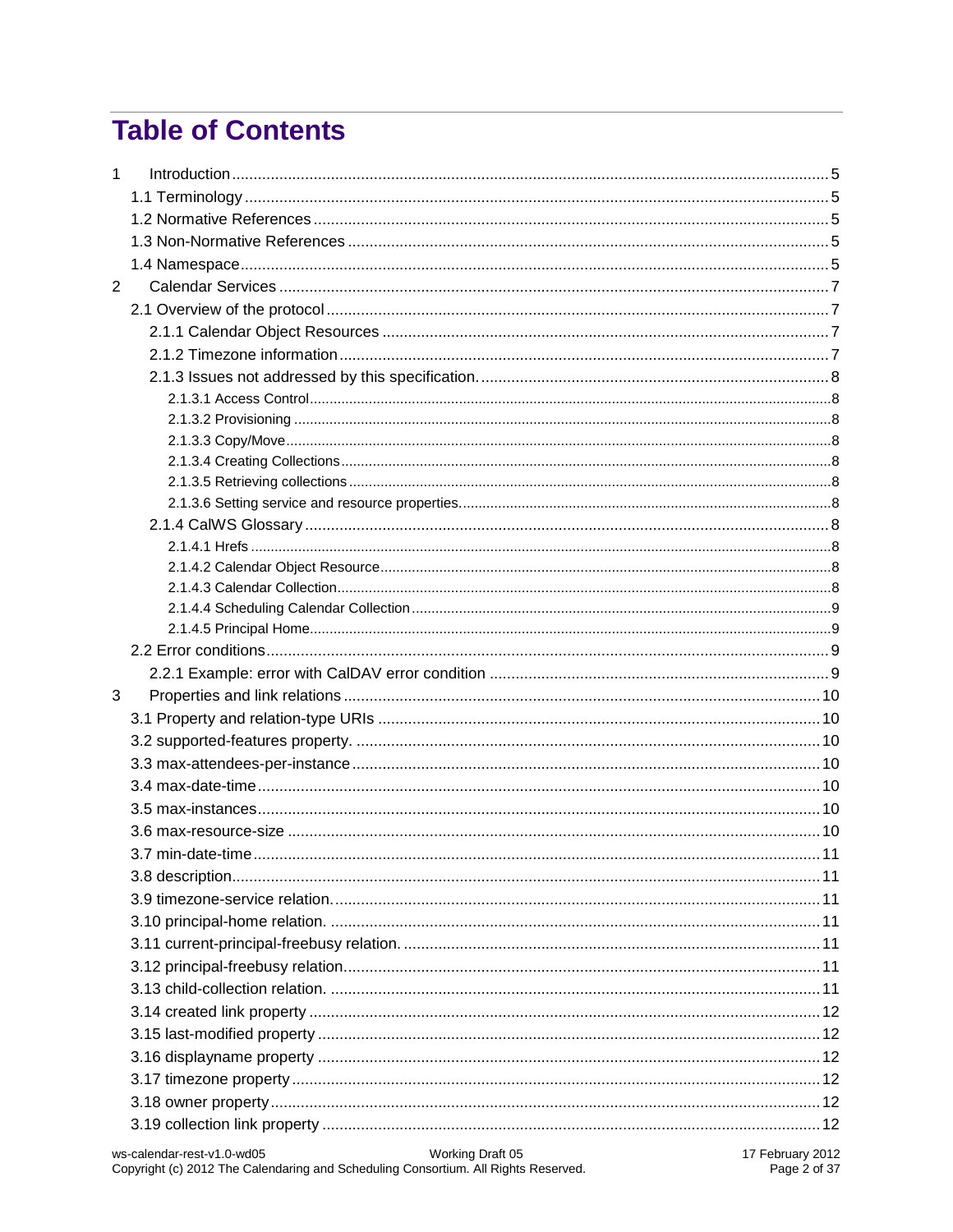# Table of Contents

1 Introduction ..... 5
  1.1 Terminology ..... 5
  1.2 Normative References ..... 5
  1.3 Non-Normative References ..... 5
  1.4 Namespace ..... 5
2 Calendar Services ..... 7
  2.1 Overview of the protocol ..... 7
    2.1.1 Calendar Object Resources ..... 7
    2.1.2 Timezone information ..... 7
    2.1.3 Issues not addressed by this specification. ..... 8
      2.1.3.1 Access Control ..... 8
      2.1.3.2 Provisioning ..... 8
      2.1.3.3 Copy/Move ..... 8
      2.1.3.4 Creating Collections ..... 8
      2.1.3.5 Retrieving collections ..... 8
      2.1.3.6 Setting service and resource properties. ..... 8
    2.1.4 CalWS Glossary ..... 8
      2.1.4.1 Hrefs ..... 8
      2.1.4.2 Calendar Object Resource ..... 8
      2.1.4.3 Calendar Collection ..... 8
      2.1.4.4 Scheduling Calendar Collection ..... 9
      2.1.4.5 Principal Home ..... 9
  2.2 Error conditions ..... 9
    2.2.1 Example: error with CalDAV error condition ..... 9
3 Properties and link relations ..... 10
  3.1 Property and relation-type URIs ..... 10
  3.2 supported-features property. ..... 10
  3.3 max-attendees-per-instance ..... 10
  3.4 max-date-time ..... 10
  3.5 max-instances ..... 10
  3.6 max-resource-size ..... 10
  3.7 min-date-time ..... 11
  3.8 description ..... 11
  3.9 timezone-service relation. ..... 11
  3.10 principal-home relation. ..... 11
  3.11 current-principal-freebusy relation. ..... 11
  3.12 principal-freebusy relation ..... 11
  3.13 child-collection relation. ..... 11
  3.14 created link property ..... 12
  3.15 last-modified property ..... 12
  3.16 displayname property ..... 12
  3.17 timezone property ..... 12
  3.18 owner property ..... 12
  3.19 collection link property ..... 12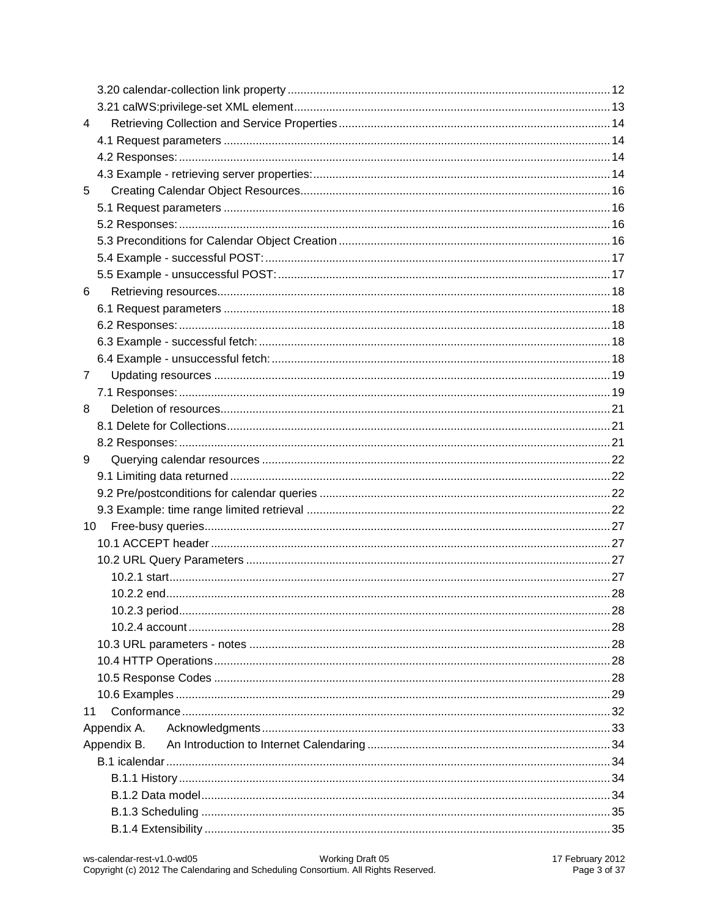3.20 calendar-collection link property ........ 12
3.21 calWS:privilege-set XML element ........ 13
4 Retrieving Collection and Service Properties ........ 14
4.1 Request parameters ........ 14
4.2 Responses: ........ 14
4.3 Example - retrieving server properties: ........ 14
5 Creating Calendar Object Resources ........ 16
5.1 Request parameters ........ 16
5.2 Responses: ........ 16
5.3 Preconditions for Calendar Object Creation ........ 16
5.4 Example - successful POST: ........ 17
5.5 Example - unsuccessful POST: ........ 17
6 Retrieving resources ........ 18
6.1 Request parameters ........ 18
6.2 Responses: ........ 18
6.3 Example - successful fetch: ........ 18
6.4 Example - unsuccessful fetch: ........ 18
7 Updating resources ........ 19
7.1 Responses: ........ 19
8 Deletion of resources ........ 21
8.1 Delete for Collections ........ 21
8.2 Responses: ........ 21
9 Querying calendar resources ........ 22
9.1 Limiting data returned ........ 22
9.2 Pre/postconditions for calendar queries ........ 22
9.3 Example: time range limited retrieval ........ 22
10 Free-busy queries ........ 27
10.1 ACCEPT header ........ 27
10.2 URL Query Parameters ........ 27
10.2.1 start ........ 27
10.2.2 end ........ 28
10.2.3 period ........ 28
10.2.4 account ........ 28
10.3 URL parameters - notes ........ 28
10.4 HTTP Operations ........ 28
10.5 Response Codes ........ 28
10.6 Examples ........ 29
11 Conformance ........ 32
Appendix A. Acknowledgments ........ 33
Appendix B. An Introduction to Internet Calendaring ........ 34
B.1 icalendar ........ 34
B.1.1 History ........ 34
B.1.2 Data model ........ 34
B.1.3 Scheduling ........ 35
B.1.4 Extensibility ........ 35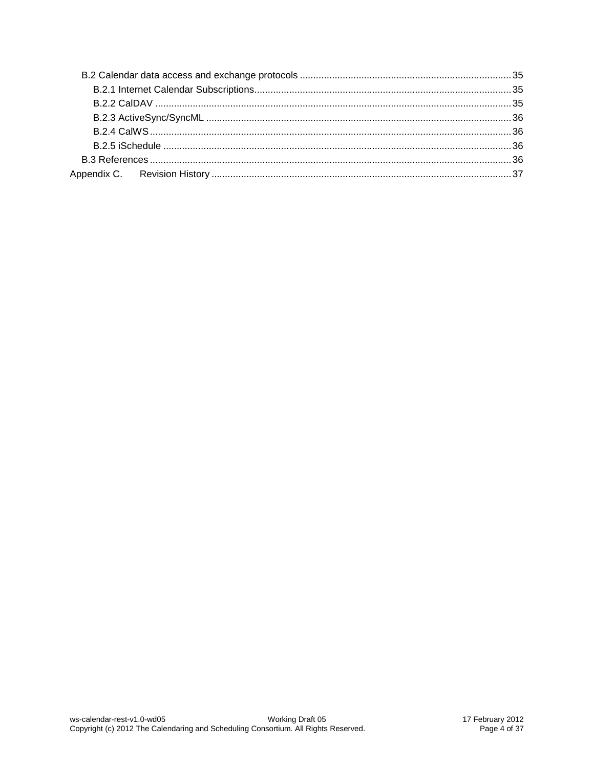B.2 Calendar data access and exchange protocols ..... 35

B.2.1 Internet Calendar Subscriptions..... 35

B.2.2 CalDAV ..... 35

B.2.3 ActiveSync/SyncML ..... 36

B.2.4 CalWS..... 36

B.2.5 iSchedule ..... 36

B.3 References..... 36

Appendix C. Revision History ..... 37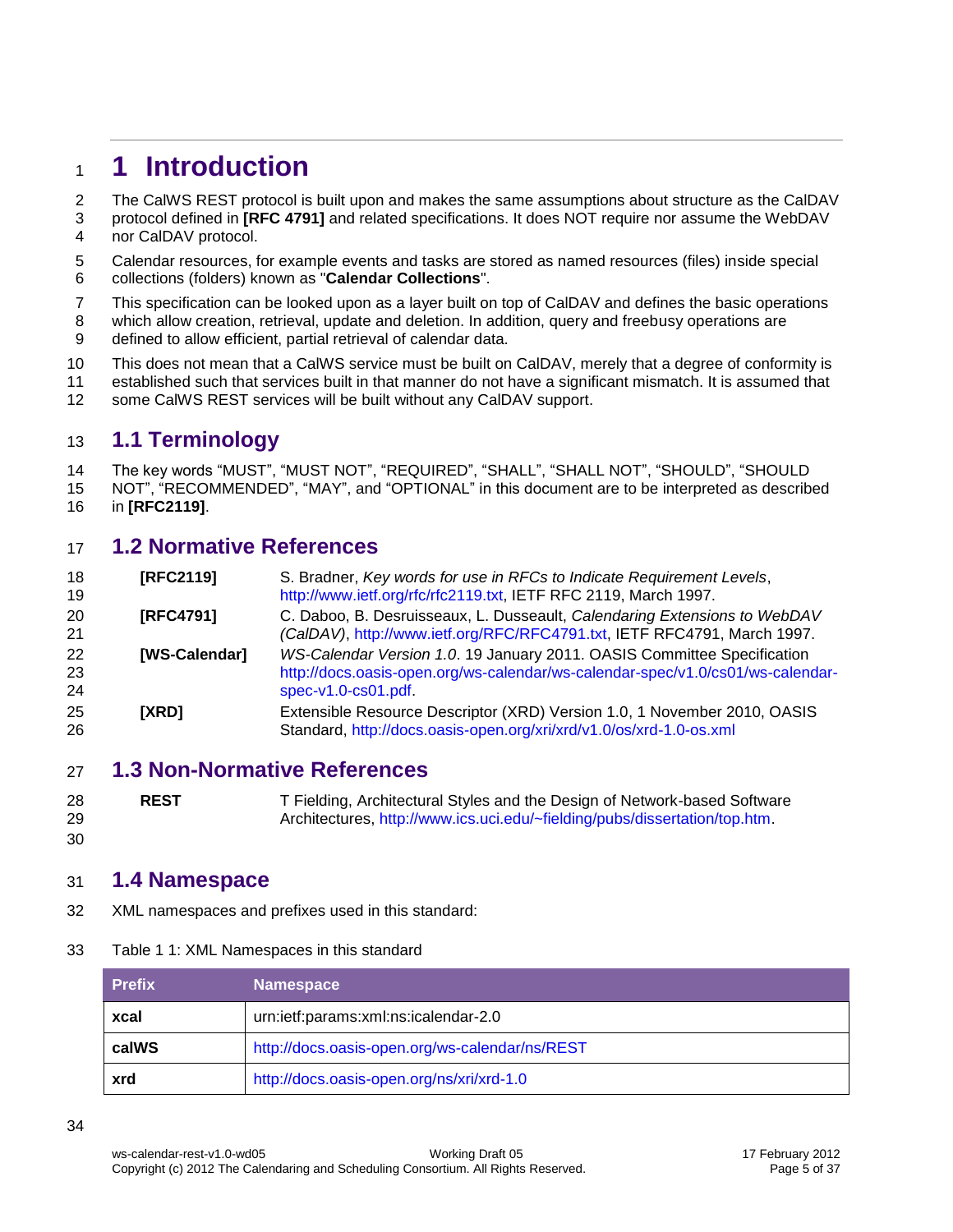# 1 Introduction

The CalWS REST protocol is built upon and makes the same assumptions about structure as the CalDAV protocol defined in **[RFC 4791]** and related specifications. It does NOT require nor assume the WebDAV nor CalDAV protocol.

Calendar resources, for example events and tasks are stored as named resources (files) inside special collections (folders) known as "**Calendar Collections**".

This specification can be looked upon as a layer built on top of CalDAV and defines the basic operations which allow creation, retrieval, update and deletion. In addition, query and freebusy operations are defined to allow efficient, partial retrieval of calendar data.

This does not mean that a CalWS service must be built on CalDAV, merely that a degree of conformity is established such that services built in that manner do not have a significant mismatch. It is assumed that some CalWS REST services will be built without any CalDAV support.

## 1.1 Terminology

The key words “MUST”, “MUST NOT”, “REQUIRED”, “SHALL”, “SHALL NOT”, “SHOULD”, “SHOULD NOT”, “RECOMMENDED”, “MAY”, and “OPTIONAL” in this document are to be interpreted as described in **[RFC2119]**.

## 1.2 Normative References

**[RFC2119]** S. Bradner, *Key words for use in RFCs to Indicate Requirement Levels*, http://www.ietf.org/rfc/rfc2119.txt, IETF RFC 2119, March 1997.

**[RFC4791]** C. Daboo, B. Desruisseaux, L. Dusseault, *Calendaring Extensions to WebDAV (CalDAV)*, http://www.ietf.org/RFC/RFC4791.txt, IETF RFC4791, March 1997.

**[WS-Calendar]** *WS-Calendar Version 1.0*. 19 January 2011. OASIS Committee Specification http://docs.oasis-open.org/ws-calendar/ws-calendar-spec/v1.0/cs01/ws-calendar-spec-v1.0-cs01.pdf.

**[XRD]** Extensible Resource Descriptor (XRD) Version 1.0, 1 November 2010, OASIS Standard, http://docs.oasis-open.org/xri/xrd/v1.0/os/xrd-1.0-os.xml

## 1.3 Non-Normative References

**REST** T Fielding, Architectural Styles and the Design of Network-based Software Architectures, http://www.ics.uci.edu/~fielding/pubs/dissertation/top.htm.

## 1.4 Namespace

XML namespaces and prefixes used in this standard:

Table 1 1: XML Namespaces in this standard

| Prefix | Namespace |
|---|---|
| **xcal** | urn:ietf:params:xml:ns:icalendar-2.0 |
| **calWS** | http://docs.oasis-open.org/ws-calendar/ns/REST |
| **xrd** | http://docs.oasis-open.org/ns/xri/xrd-1.0 |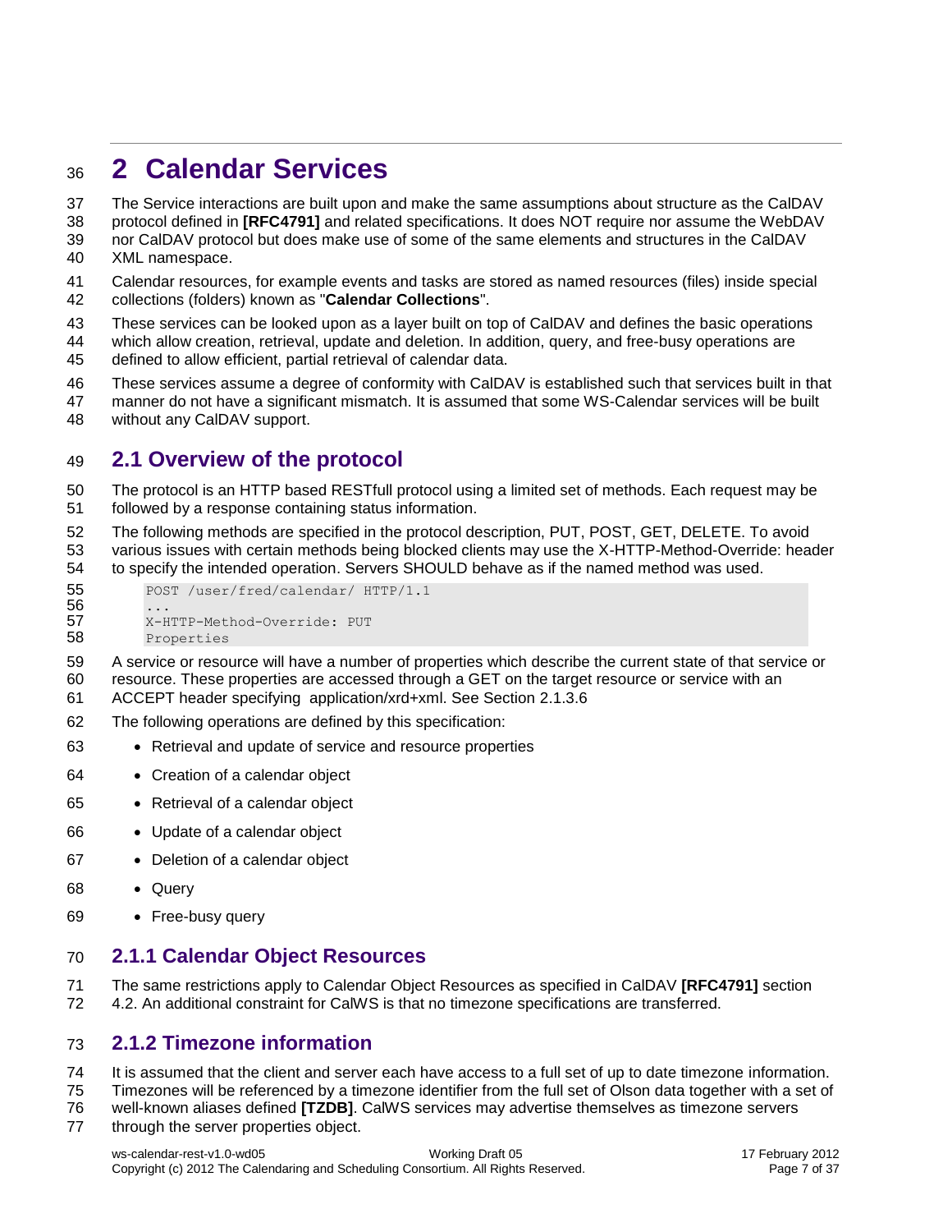# 2 Calendar Services

The Service interactions are built upon and make the same assumptions about structure as the CalDAV protocol defined in **[RFC4791]** and related specifications. It does NOT require nor assume the WebDAV nor CalDAV protocol but does make use of some of the same elements and structures in the CalDAV XML namespace.

Calendar resources, for example events and tasks are stored as named resources (files) inside special collections (folders) known as "**Calendar Collections**".

These services can be looked upon as a layer built on top of CalDAV and defines the basic operations which allow creation, retrieval, update and deletion. In addition, query, and free-busy operations are defined to allow efficient, partial retrieval of calendar data.

These services assume a degree of conformity with CalDAV is established such that services built in that manner do not have a significant mismatch. It is assumed that some WS-Calendar services will be built without any CalDAV support.

## 2.1 Overview of the protocol

The protocol is an HTTP based RESTfull protocol using a limited set of methods. Each request may be followed by a response containing status information.

The following methods are specified in the protocol description, PUT, POST, GET, DELETE. To avoid various issues with certain methods being blocked clients may use the X-HTTP-Method-Override: header to specify the intended operation. Servers SHOULD behave as if the named method was used.

```
POST /user/fred/calendar/ HTTP/1.1
...
X-HTTP-Method-Override: PUT
Properties
```

A service or resource will have a number of properties which describe the current state of that service or resource. These properties are accessed through a GET on the target resource or service with an ACCEPT header specifying application/xrd+xml. See Section 2.1.3.6

The following operations are defined by this specification:

- Retrieval and update of service and resource properties
- Creation of a calendar object
- Retrieval of a calendar object
- Update of a calendar object
- Deletion of a calendar object
- Query
- Free-busy query

### 2.1.1 Calendar Object Resources

The same restrictions apply to Calendar Object Resources as specified in CalDAV **[RFC4791]** section 4.2. An additional constraint for CalWS is that no timezone specifications are transferred.

### 2.1.2 Timezone information

It is assumed that the client and server each have access to a full set of up to date timezone information. Timezones will be referenced by a timezone identifier from the full set of Olson data together with a set of well-known aliases defined **[TZDB]**. CalWS services may advertise themselves as timezone servers through the server properties object.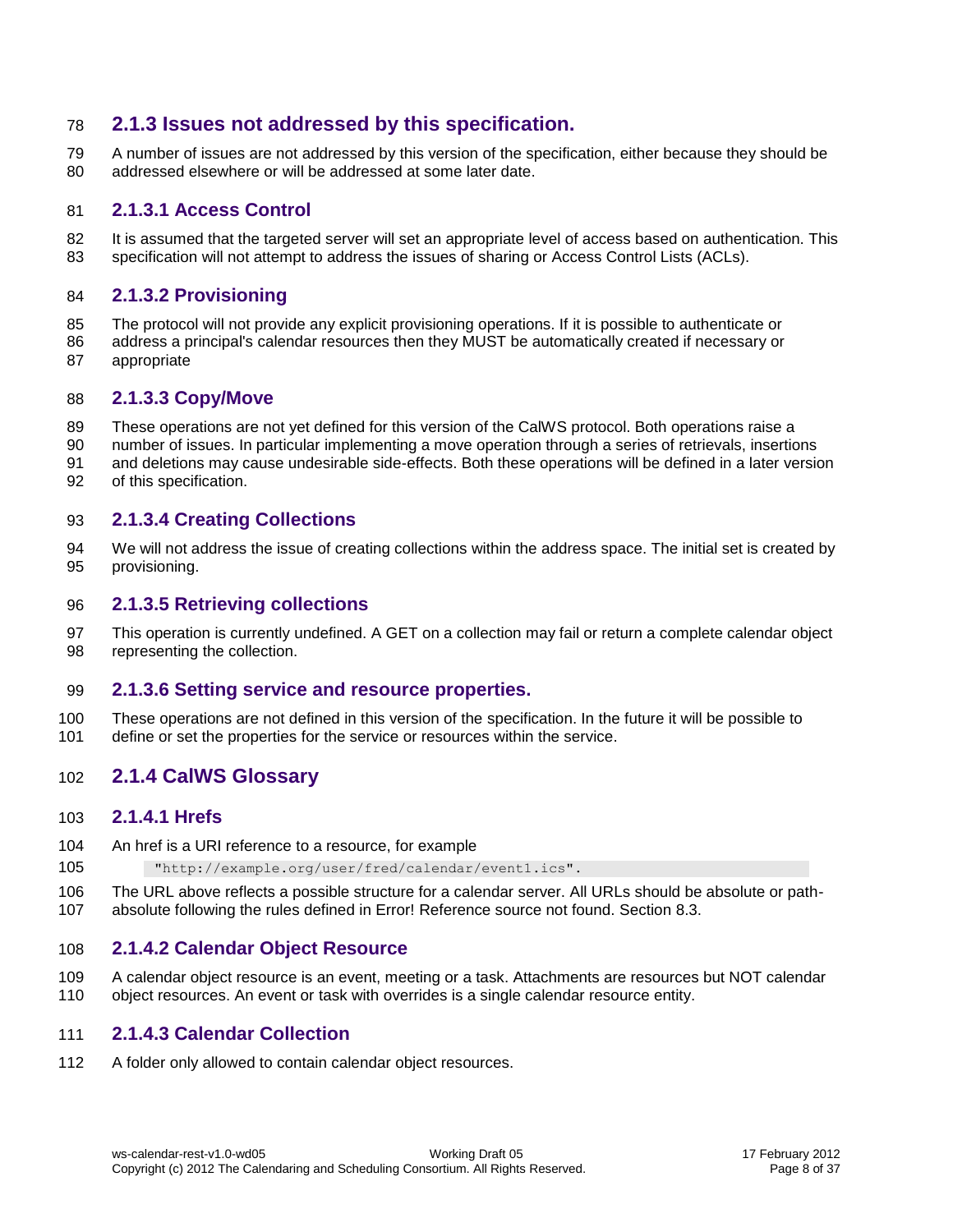### 2.1.3 Issues not addressed by this specification.

A number of issues are not addressed by this version of the specification, either because they should be addressed elsewhere or will be addressed at some later date.

#### 2.1.3.1 Access Control

It is assumed that the targeted server will set an appropriate level of access based on authentication. This specification will not attempt to address the issues of sharing or Access Control Lists (ACLs).

#### 2.1.3.2 Provisioning

The protocol will not provide any explicit provisioning operations. If it is possible to authenticate or address a principal's calendar resources then they MUST be automatically created if necessary or appropriate

#### 2.1.3.3 Copy/Move

These operations are not yet defined for this version of the CalWS protocol. Both operations raise a number of issues. In particular implementing a move operation through a series of retrievals, insertions and deletions may cause undesirable side-effects. Both these operations will be defined in a later version of this specification.

#### 2.1.3.4 Creating Collections

We will not address the issue of creating collections within the address space. The initial set is created by provisioning.

#### 2.1.3.5 Retrieving collections

This operation is currently undefined. A GET on a collection may fail or return a complete calendar object representing the collection.

#### 2.1.3.6 Setting service and resource properties.

These operations are not defined in this version of the specification. In the future it will be possible to define or set the properties for the service or resources within the service.

### 2.1.4 CalWS Glossary

#### 2.1.4.1 Hrefs

An href is a URI reference to a resource, for example

```
"http://example.org/user/fred/calendar/event1.ics".
```

The URL above reflects a possible structure for a calendar server. All URLs should be absolute or path-absolute following the rules defined in Error! Reference source not found. Section 8.3.

#### 2.1.4.2 Calendar Object Resource

A calendar object resource is an event, meeting or a task. Attachments are resources but NOT calendar object resources. An event or task with overrides is a single calendar resource entity.

#### 2.1.4.3 Calendar Collection

A folder only allowed to contain calendar object resources.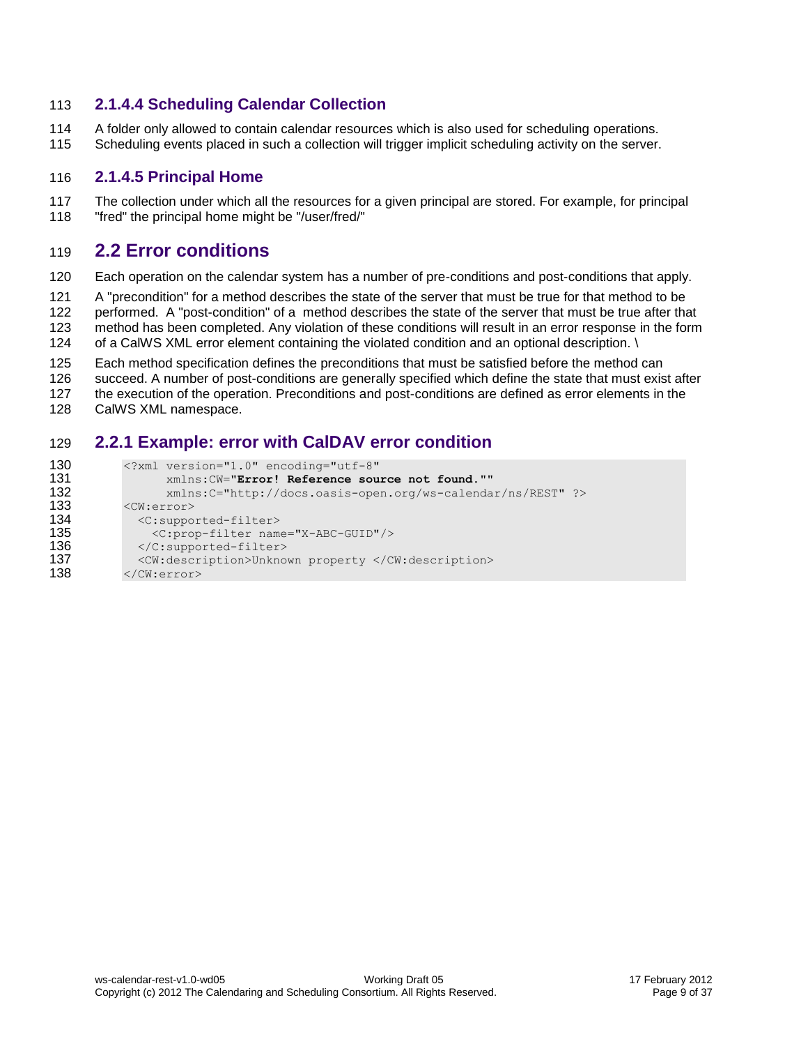#### 2.1.4.4 Scheduling Calendar Collection

A folder only allowed to contain calendar resources which is also used for scheduling operations. Scheduling events placed in such a collection will trigger implicit scheduling activity on the server.

#### 2.1.4.5 Principal Home

The collection under which all the resources for a given principal are stored. For example, for principal "fred" the principal home might be "/user/fred/"

## 2.2 Error conditions

Each operation on the calendar system has a number of pre-conditions and post-conditions that apply.

A "precondition" for a method describes the state of the server that must be true for that method to be performed. A "post-condition" of a method describes the state of the server that must be true after that method has been completed. Any violation of these conditions will result in an error response in the form of a CalWS XML error element containing the violated condition and an optional description. \

Each method specification defines the preconditions that must be satisfied before the method can succeed. A number of post-conditions are generally specified which define the state that must exist after the execution of the operation. Preconditions and post-conditions are defined as error elements in the CalWS XML namespace.

### 2.2.1 Example: error with CalDAV error condition

```
<?xml version="1.0" encoding="utf-8"
      xmlns:CW="Error! Reference source not found.""
      xmlns:C="http://docs.oasis-open.org/ws-calendar/ns/REST" ?>
<CW:error>
  <C:supported-filter>
    <C:prop-filter name="X-ABC-GUID"/>
  </C:supported-filter>
  <CW:description>Unknown property </CW:description>
</CW:error>
```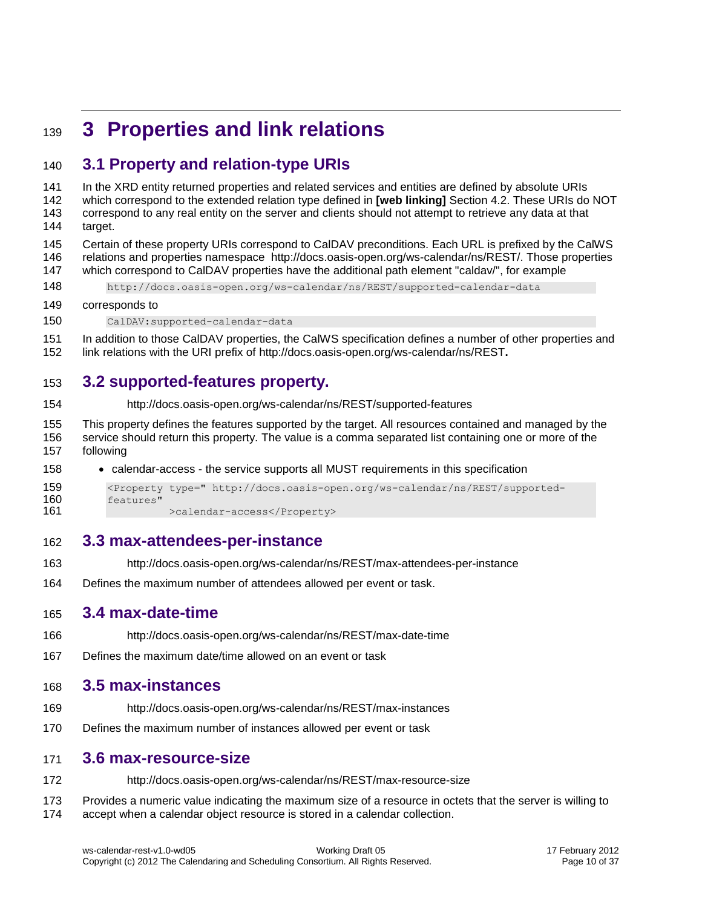# 3 Properties and link relations

## 3.1 Property and relation-type URIs

In the XRD entity returned properties and related services and entities are defined by absolute URIs which correspond to the extended relation type defined in **[web linking]** Section 4.2. These URIs do NOT correspond to any real entity on the server and clients should not attempt to retrieve any data at that target.

Certain of these property URIs correspond to CalDAV preconditions. Each URL is prefixed by the CalWS relations and properties namespace http://docs.oasis-open.org/ws-calendar/ns/REST/. Those properties which correspond to CalDAV properties have the additional path element "caldav/", for example

```
http://docs.oasis-open.org/ws-calendar/ns/REST/supported-calendar-data
```

corresponds to

```
CalDAV:supported-calendar-data
```

In addition to those CalDAV properties, the CalWS specification defines a number of other properties and link relations with the URI prefix of http://docs.oasis-open.org/ws-calendar/ns/REST**.**

## 3.2 supported-features property.

http://docs.oasis-open.org/ws-calendar/ns/REST/supported-features

This property defines the features supported by the target. All resources contained and managed by the service should return this property. The value is a comma separated list containing one or more of the following

- calendar-access - the service supports all MUST requirements in this specification

```
<Property type=" http://docs.oasis-open.org/ws-calendar/ns/REST/supported-features"
          >calendar-access</Property>
```

## 3.3 max-attendees-per-instance

http://docs.oasis-open.org/ws-calendar/ns/REST/max-attendees-per-instance

Defines the maximum number of attendees allowed per event or task.

## 3.4 max-date-time

http://docs.oasis-open.org/ws-calendar/ns/REST/max-date-time

Defines the maximum date/time allowed on an event or task

## 3.5 max-instances

http://docs.oasis-open.org/ws-calendar/ns/REST/max-instances

Defines the maximum number of instances allowed per event or task

## 3.6 max-resource-size

http://docs.oasis-open.org/ws-calendar/ns/REST/max-resource-size

Provides a numeric value indicating the maximum size of a resource in octets that the server is willing to accept when a calendar object resource is stored in a calendar collection.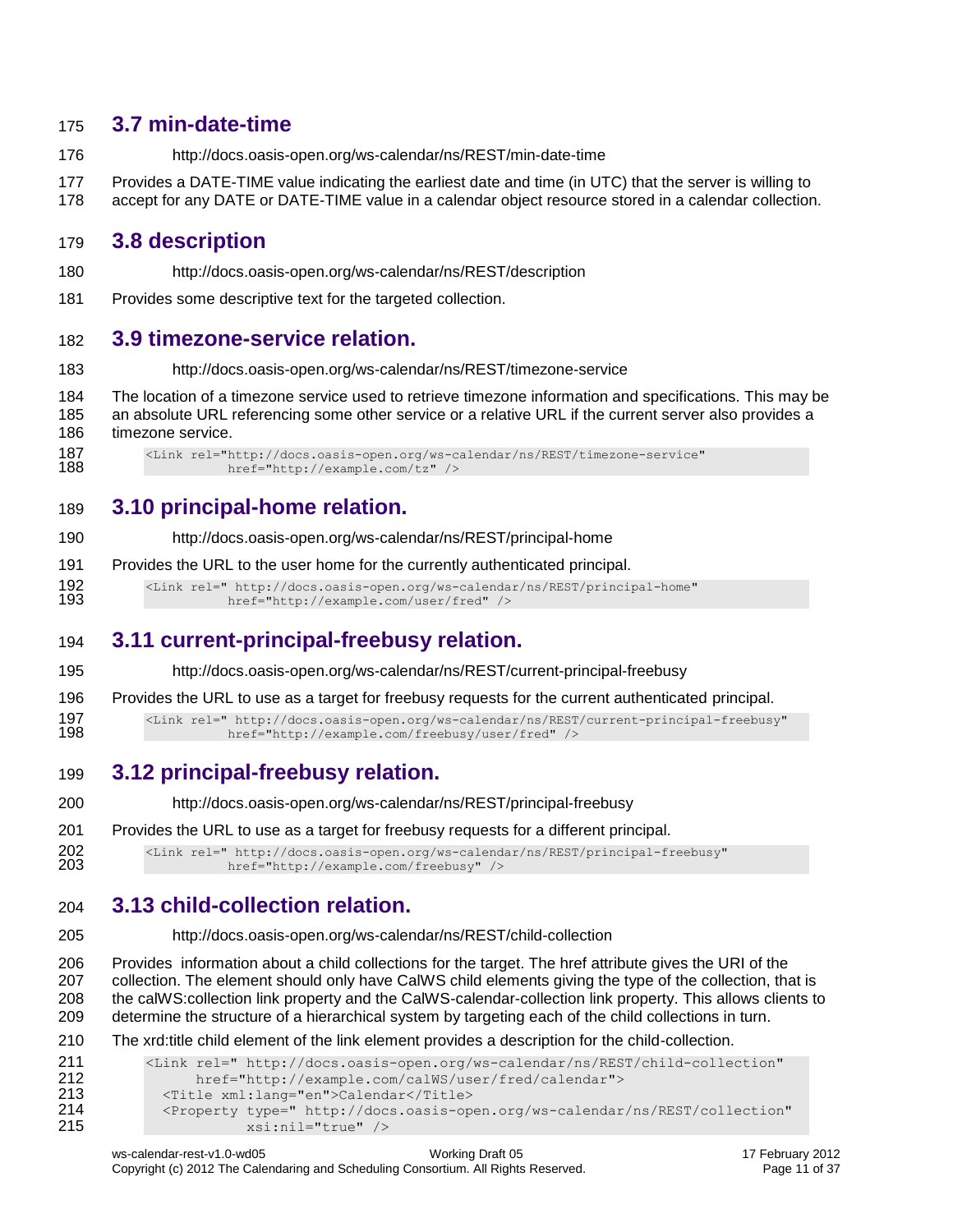## 3.7 min-date-time

http://docs.oasis-open.org/ws-calendar/ns/REST/min-date-time

Provides a DATE-TIME value indicating the earliest date and time (in UTC) that the server is willing to accept for any DATE or DATE-TIME value in a calendar object resource stored in a calendar collection.

## 3.8 description

http://docs.oasis-open.org/ws-calendar/ns/REST/description

Provides some descriptive text for the targeted collection.

## 3.9 timezone-service relation.

http://docs.oasis-open.org/ws-calendar/ns/REST/timezone-service

The location of a timezone service used to retrieve timezone information and specifications. This may be an absolute URL referencing some other service or a relative URL if the current server also provides a timezone service.

```
<Link rel="http://docs.oasis-open.org/ws-calendar/ns/REST/timezone-service"
          href="http://example.com/tz" />
```

## 3.10 principal-home relation.

http://docs.oasis-open.org/ws-calendar/ns/REST/principal-home

Provides the URL to the user home for the currently authenticated principal.

```
<Link rel=" http://docs.oasis-open.org/ws-calendar/ns/REST/principal-home"
          href="http://example.com/user/fred" />
```

## 3.11 current-principal-freebusy relation.

http://docs.oasis-open.org/ws-calendar/ns/REST/current-principal-freebusy

Provides the URL to use as a target for freebusy requests for the current authenticated principal.

```
<Link rel=" http://docs.oasis-open.org/ws-calendar/ns/REST/current-principal-freebusy"
          href="http://example.com/freebusy/user/fred" />
```

## 3.12 principal-freebusy relation.

http://docs.oasis-open.org/ws-calendar/ns/REST/principal-freebusy

Provides the URL to use as a target for freebusy requests for a different principal.

```
<Link rel=" http://docs.oasis-open.org/ws-calendar/ns/REST/principal-freebusy"
          href="http://example.com/freebusy" />
```

## 3.13 child-collection relation.

http://docs.oasis-open.org/ws-calendar/ns/REST/child-collection

Provides information about a child collections for the target. The href attribute gives the URI of the collection. The element should only have CalWS child elements giving the type of the collection, that is the calWS:collection link property and the CalWS-calendar-collection link property. This allows clients to determine the structure of a hierarchical system by targeting each of the child collections in turn.

The xrd:title child element of the link element provides a description for the child-collection.

```
<Link rel=" http://docs.oasis-open.org/ws-calendar/ns/REST/child-collection"
      href="http://example.com/calWS/user/fred/calendar">
  <Title xml:lang="en">Calendar</Title>
  <Property type=" http://docs.oasis-open.org/ws-calendar/ns/REST/collection"
            xsi:nil="true" />
```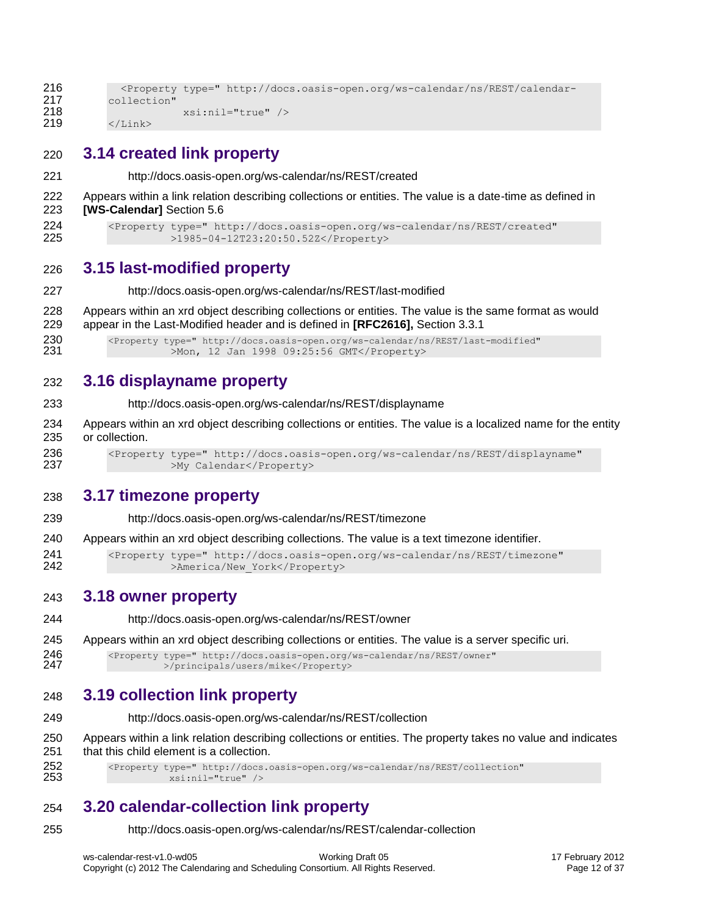```
  <Property type=" http://docs.oasis-open.org/ws-calendar/ns/REST/calendar-collection"
            xsi:nil="true" />
</Link>
```

## 3.14 created link property

http://docs.oasis-open.org/ws-calendar/ns/REST/created

Appears within a link relation describing collections or entities. The value is a date-time as defined in **[WS-Calendar]** Section 5.6

```
<Property type=" http://docs.oasis-open.org/ws-calendar/ns/REST/created"
          >1985-04-12T23:20:50.52Z</Property>
```

## 3.15 last-modified property

http://docs.oasis-open.org/ws-calendar/ns/REST/last-modified

Appears within an xrd object describing collections or entities. The value is the same format as would appear in the Last-Modified header and is defined in **[RFC2616],** Section 3.3.1

```
<Property type=" http://docs.oasis-open.org/ws-calendar/ns/REST/last-modified"
          >Mon, 12 Jan 1998 09:25:56 GMT</Property>
```

## 3.16 displayname property

http://docs.oasis-open.org/ws-calendar/ns/REST/displayname

Appears within an xrd object describing collections or entities. The value is a localized name for the entity or collection.

```
<Property type=" http://docs.oasis-open.org/ws-calendar/ns/REST/displayname"
          >My Calendar</Property>
```

## 3.17 timezone property

http://docs.oasis-open.org/ws-calendar/ns/REST/timezone

Appears within an xrd object describing collections. The value is a text timezone identifier.

```
<Property type=" http://docs.oasis-open.org/ws-calendar/ns/REST/timezone"
          >America/New_York</Property>
```

## 3.18 owner property

http://docs.oasis-open.org/ws-calendar/ns/REST/owner

Appears within an xrd object describing collections or entities. The value is a server specific uri.

```
<Property type=" http://docs.oasis-open.org/ws-calendar/ns/REST/owner"
          >/principals/users/mike</Property>
```

## 3.19 collection link property

http://docs.oasis-open.org/ws-calendar/ns/REST/collection

Appears within a link relation describing collections or entities. The property takes no value and indicates that this child element is a collection.

```
<Property type=" http://docs.oasis-open.org/ws-calendar/ns/REST/collection"
          xsi:nil="true" />
```

## 3.20 calendar-collection link property

http://docs.oasis-open.org/ws-calendar/ns/REST/calendar-collection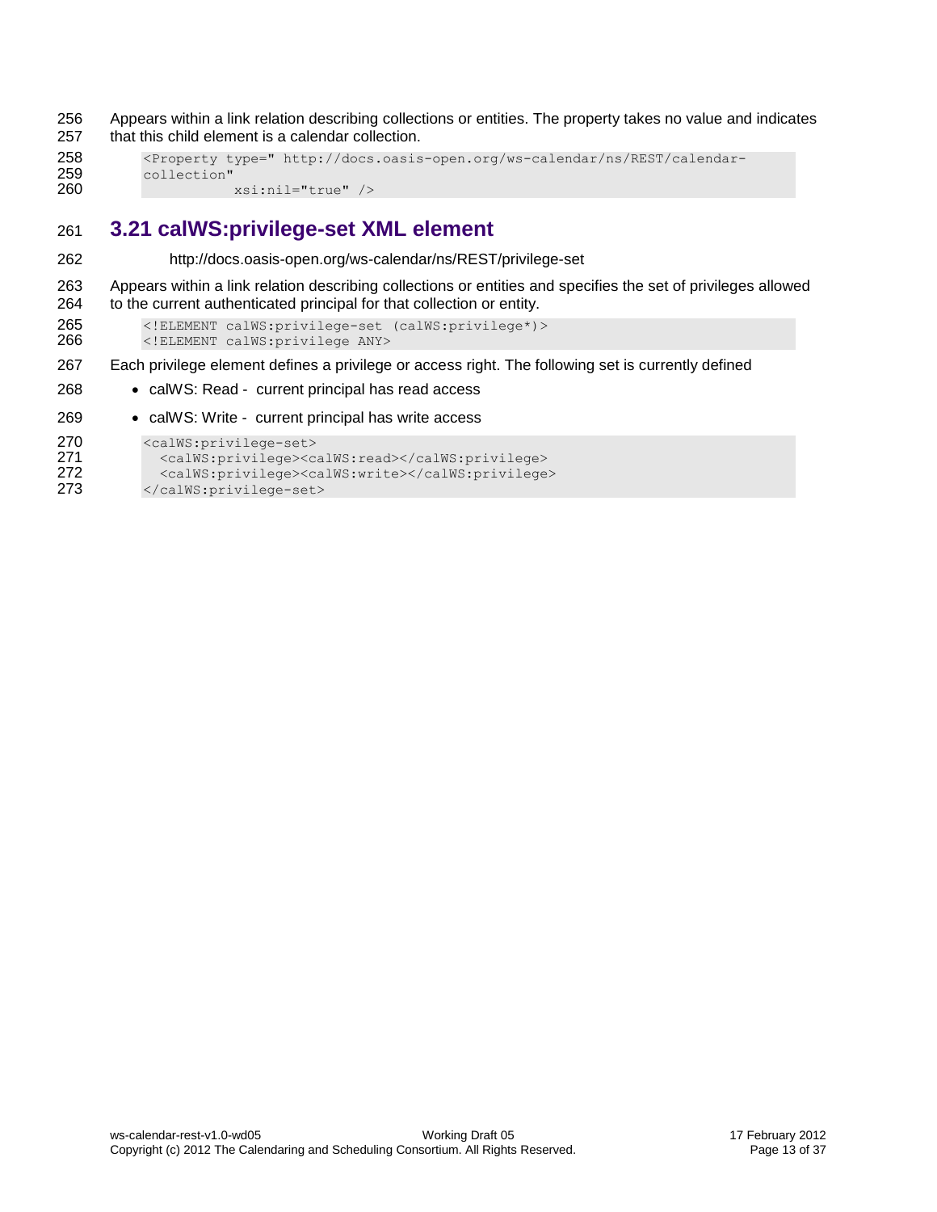Appears within a link relation describing collections or entities. The property takes no value and indicates that this child element is a calendar collection.

```
<Property type=" http://docs.oasis-open.org/ws-calendar/ns/REST/calendar-
collection"
           xsi:nil="true" />
```

## 3.21 calWS:privilege-set XML element

http://docs.oasis-open.org/ws-calendar/ns/REST/privilege-set

Appears within a link relation describing collections or entities and specifies the set of privileges allowed to the current authenticated principal for that collection or entity.

```
<!ELEMENT calWS:privilege-set (calWS:privilege*)>
<!ELEMENT calWS:privilege ANY>
```

Each privilege element defines a privilege or access right. The following set is currently defined

- calWS: Read - current principal has read access
- calWS: Write - current principal has write access

```
<calWS:privilege-set>
  <calWS:privilege><calWS:read></calWS:privilege>
  <calWS:privilege><calWS:write></calWS:privilege>
</calWS:privilege-set>
```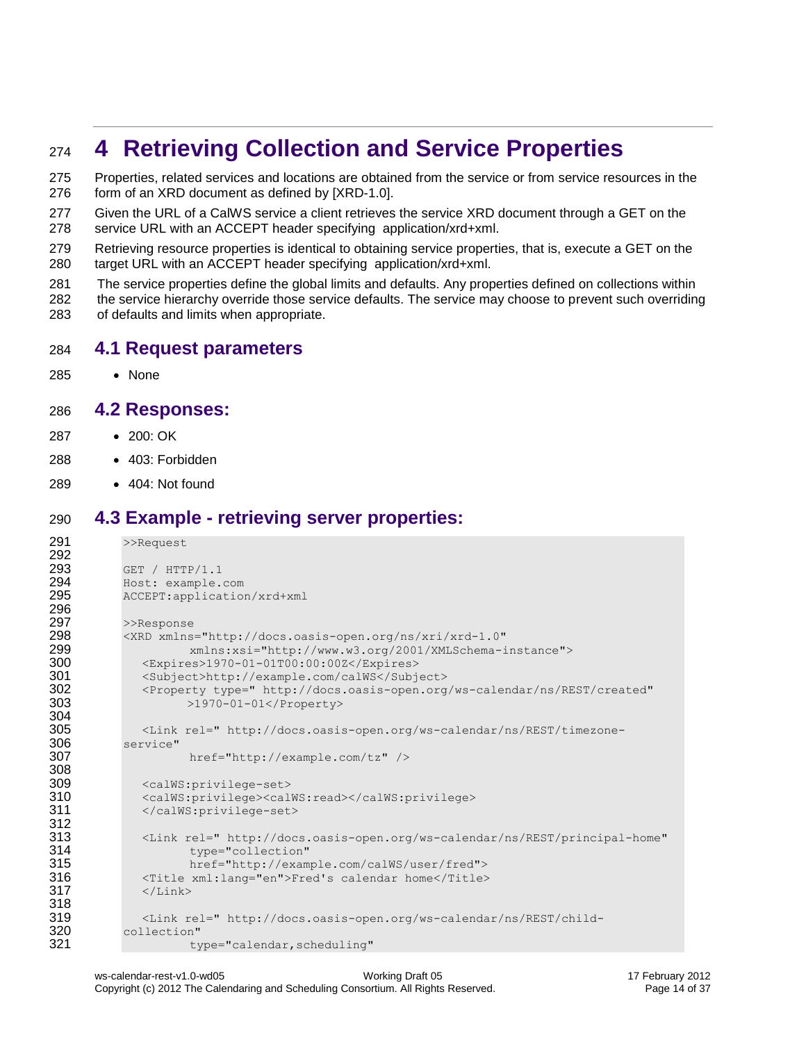# 4 Retrieving Collection and Service Properties

Properties, related services and locations are obtained from the service or from service resources in the form of an XRD document as defined by [XRD-1.0].

Given the URL of a CalWS service a client retrieves the service XRD document through a GET on the service URL with an ACCEPT header specifying application/xrd+xml.

Retrieving resource properties is identical to obtaining service properties, that is, execute a GET on the target URL with an ACCEPT header specifying application/xrd+xml.

The service properties define the global limits and defaults. Any properties defined on collections within the service hierarchy override those service defaults. The service may choose to prevent such overriding of defaults and limits when appropriate.

## 4.1 Request parameters

- None

## 4.2 Responses:

- 200: OK
- 403: Forbidden
- 404: Not found

## 4.3 Example - retrieving server properties:

```
>>Request

GET / HTTP/1.1
Host: example.com
ACCEPT:application/xrd+xml

>>Response
<XRD xmlns="http://docs.oasis-open.org/ns/xri/xrd-1.0"
         xmlns:xsi="http://www.w3.org/2001/XMLSchema-instance">
   <Expires>1970-01-01T00:00:00Z</Expires>
   <Subject>http://example.com/calWS</Subject>
   <Property type=" http://docs.oasis-open.org/ws-calendar/ns/REST/created"
         >1970-01-01</Property>

   <Link rel=" http://docs.oasis-open.org/ws-calendar/ns/REST/timezone-
service"
         href="http://example.com/tz" />

   <calWS:privilege-set>
   <calWS:privilege><calWS:read></calWS:privilege>
   </calWS:privilege-set>

   <Link rel=" http://docs.oasis-open.org/ws-calendar/ns/REST/principal-home"
         type="collection"
         href="http://example.com/calWS/user/fred">
   <Title xml:lang="en">Fred's calendar home</Title>
   </Link>

   <Link rel=" http://docs.oasis-open.org/ws-calendar/ns/REST/child-
collection"
         type="calendar,scheduling"
```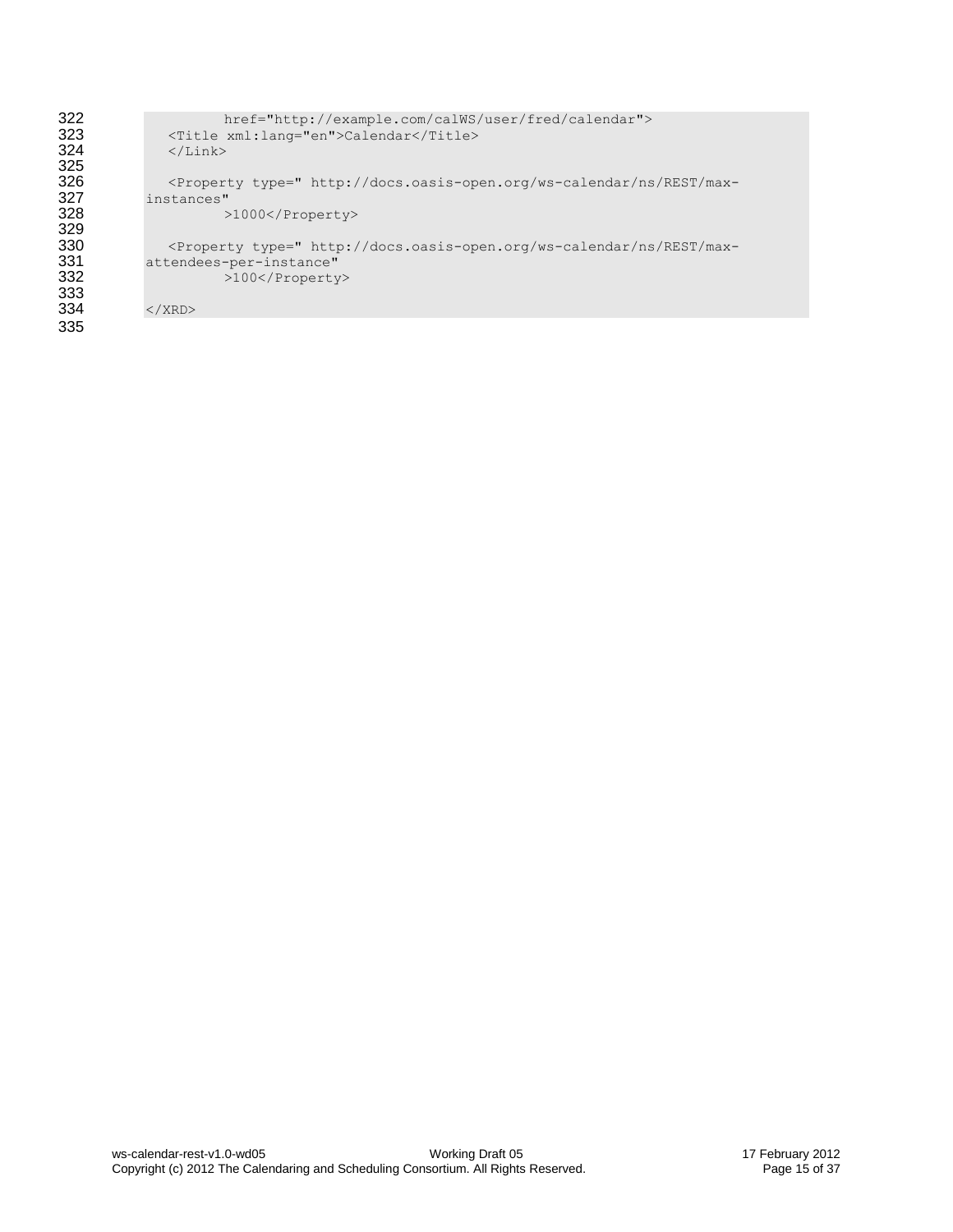```
            href="http://example.com/calWS/user/fred/calendar">
    <Title xml:lang="en">Calendar</Title>
    </Link>

    <Property type=" http://docs.oasis-open.org/ws-calendar/ns/REST/max-
instances"
            >1000</Property>

    <Property type=" http://docs.oasis-open.org/ws-calendar/ns/REST/max-
attendees-per-instance"
            >100</Property>

</XRD>
```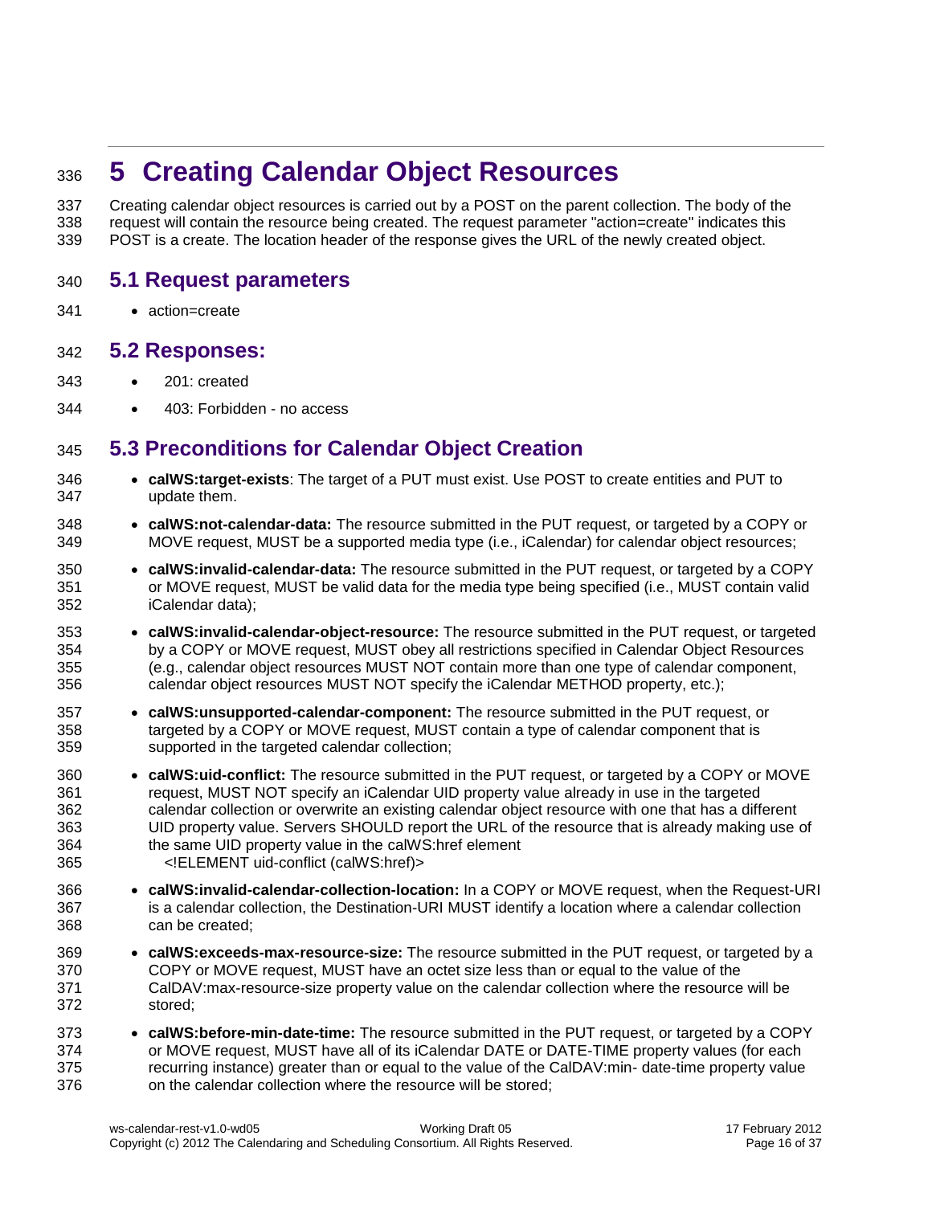# 5 Creating Calendar Object Resources

Creating calendar object resources is carried out by a POST on the parent collection. The body of the request will contain the resource being created. The request parameter "action=create" indicates this POST is a create. The location header of the response gives the URL of the newly created object.

## 5.1 Request parameters

- action=create

## 5.2 Responses:

- 201: created
- 403: Forbidden - no access

## 5.3 Preconditions for Calendar Object Creation

- **calWS:target-exists**: The target of a PUT must exist. Use POST to create entities and PUT to update them.
- **calWS:not-calendar-data:** The resource submitted in the PUT request, or targeted by a COPY or MOVE request, MUST be a supported media type (i.e., iCalendar) for calendar object resources;
- **calWS:invalid-calendar-data:** The resource submitted in the PUT request, or targeted by a COPY or MOVE request, MUST be valid data for the media type being specified (i.e., MUST contain valid iCalendar data);
- **calWS:invalid-calendar-object-resource:** The resource submitted in the PUT request, or targeted by a COPY or MOVE request, MUST obey all restrictions specified in Calendar Object Resources (e.g., calendar object resources MUST NOT contain more than one type of calendar component, calendar object resources MUST NOT specify the iCalendar METHOD property, etc.);
- **calWS:unsupported-calendar-component:** The resource submitted in the PUT request, or targeted by a COPY or MOVE request, MUST contain a type of calendar component that is supported in the targeted calendar collection;
- **calWS:uid-conflict:** The resource submitted in the PUT request, or targeted by a COPY or MOVE request, MUST NOT specify an iCalendar UID property value already in use in the targeted calendar collection or overwrite an existing calendar object resource with one that has a different UID property value. Servers SHOULD report the URL of the resource that is already making use of the same UID property value in the calWS:href element
  <!ELEMENT uid-conflict (calWS:href)>
- **calWS:invalid-calendar-collection-location:** In a COPY or MOVE request, when the Request-URI is a calendar collection, the Destination-URI MUST identify a location where a calendar collection can be created;
- **calWS:exceeds-max-resource-size:** The resource submitted in the PUT request, or targeted by a COPY or MOVE request, MUST have an octet size less than or equal to the value of the CalDAV:max-resource-size property value on the calendar collection where the resource will be stored;
- **calWS:before-min-date-time:** The resource submitted in the PUT request, or targeted by a COPY or MOVE request, MUST have all of its iCalendar DATE or DATE-TIME property values (for each recurring instance) greater than or equal to the value of the CalDAV:min- date-time property value on the calendar collection where the resource will be stored;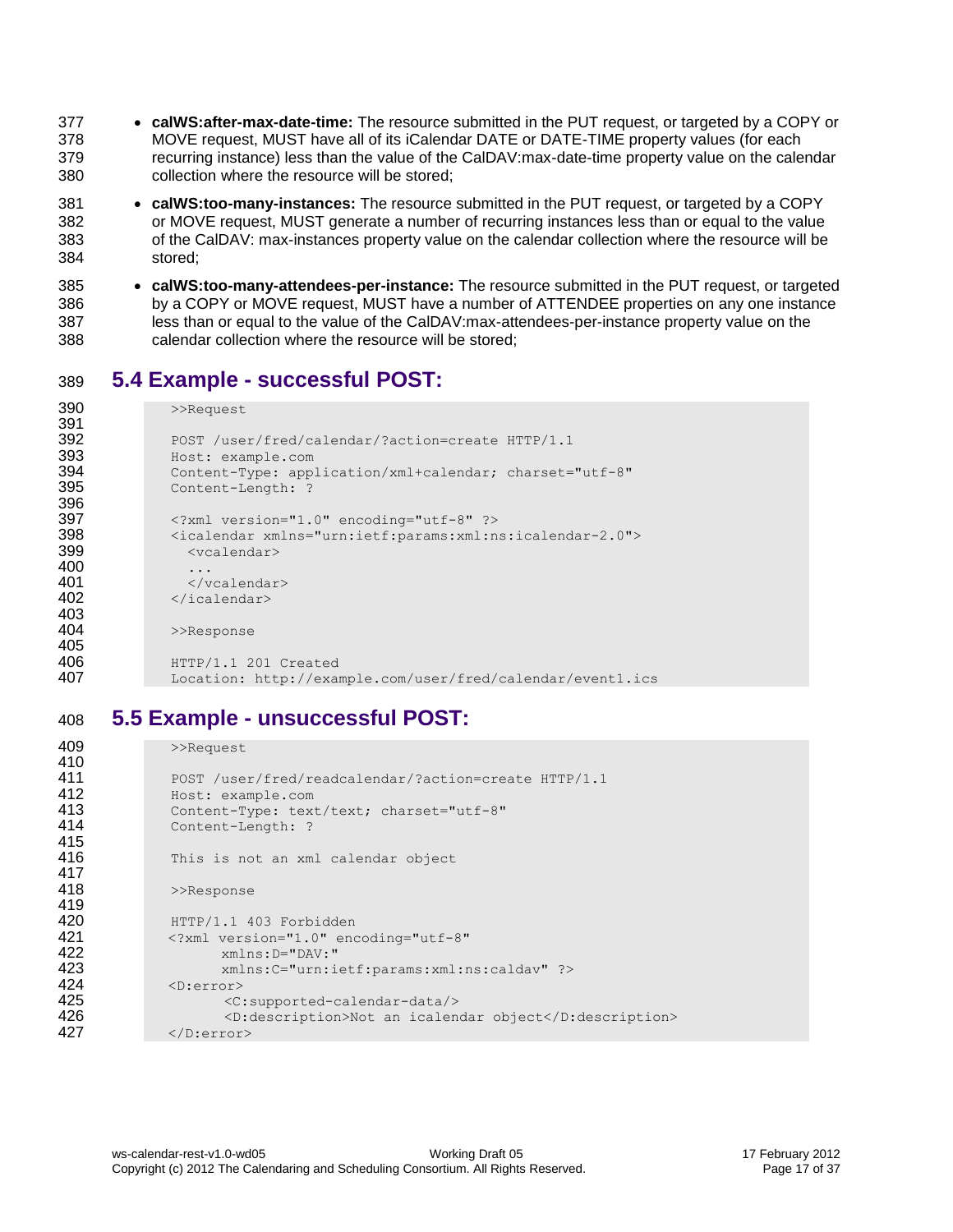- **calWS:after-max-date-time:** The resource submitted in the PUT request, or targeted by a COPY or MOVE request, MUST have all of its iCalendar DATE or DATE-TIME property values (for each recurring instance) less than the value of the CalDAV:max-date-time property value on the calendar collection where the resource will be stored;
- **calWS:too-many-instances:** The resource submitted in the PUT request, or targeted by a COPY or MOVE request, MUST generate a number of recurring instances less than or equal to the value of the CalDAV: max-instances property value on the calendar collection where the resource will be stored;
- **calWS:too-many-attendees-per-instance:** The resource submitted in the PUT request, or targeted by a COPY or MOVE request, MUST have a number of ATTENDEE properties on any one instance less than or equal to the value of the CalDAV:max-attendees-per-instance property value on the calendar collection where the resource will be stored;

## 5.4 Example - successful POST:

```
>>Request

POST /user/fred/calendar/?action=create HTTP/1.1
Host: example.com
Content-Type: application/xml+calendar; charset="utf-8"
Content-Length: ?

<?xml version="1.0" encoding="utf-8" ?>
<icalendar xmlns="urn:ietf:params:xml:ns:icalendar-2.0">
  <vcalendar>
  ...
  </vcalendar>
</icalendar>

>>Response

HTTP/1.1 201 Created
Location: http://example.com/user/fred/calendar/event1.ics
```

## 5.5 Example - unsuccessful POST:

```
>>Request

POST /user/fred/readcalendar/?action=create HTTP/1.1
Host: example.com
Content-Type: text/text; charset="utf-8"
Content-Length: ?

This is not an xml calendar object

>>Response

HTTP/1.1 403 Forbidden
<?xml version="1.0" encoding="utf-8"
      xmlns:D="DAV:"
      xmlns:C="urn:ietf:params:xml:ns:caldav" ?>
<D:error>
       <C:supported-calendar-data/>
       <D:description>Not an icalendar object</D:description>
</D:error>
```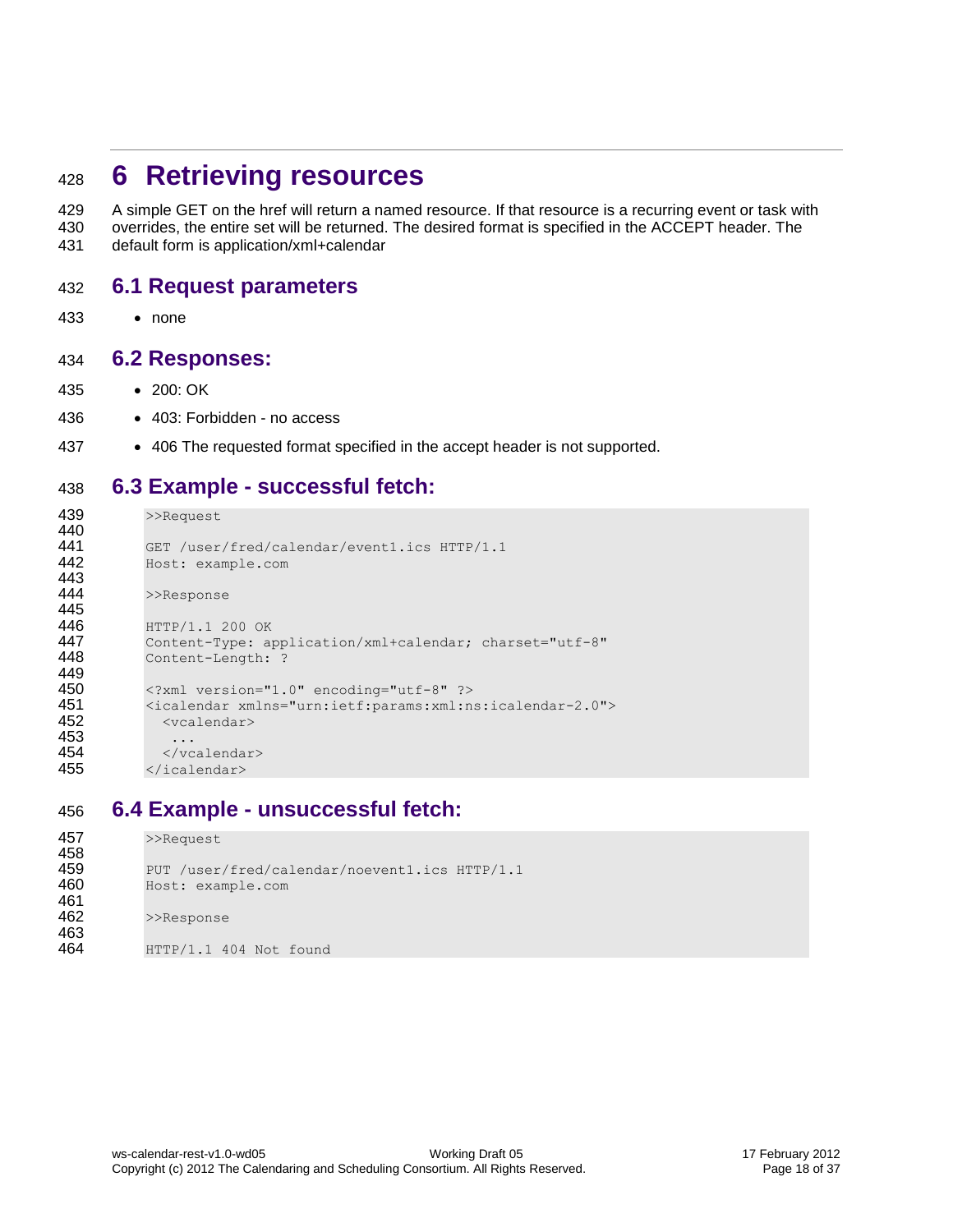# 6 Retrieving resources

A simple GET on the href will return a named resource. If that resource is a recurring event or task with overrides, the entire set will be returned. The desired format is specified in the ACCEPT header. The default form is application/xml+calendar

## 6.1 Request parameters

- none

## 6.2 Responses:

- 200: OK
- 403: Forbidden - no access
- 406 The requested format specified in the accept header is not supported.

## 6.3 Example - successful fetch:

```
>>Request

GET /user/fred/calendar/event1.ics HTTP/1.1
Host: example.com

>>Response

HTTP/1.1 200 OK
Content-Type: application/xml+calendar; charset="utf-8"
Content-Length: ?

<?xml version="1.0" encoding="utf-8" ?>
<icalendar xmlns="urn:ietf:params:xml:ns:icalendar-2.0">
  <vcalendar>
   ...
  </vcalendar>
</icalendar>
```

## 6.4 Example - unsuccessful fetch:

```
>>Request

PUT /user/fred/calendar/noevent1.ics HTTP/1.1
Host: example.com

>>Response

HTTP/1.1 404 Not found
```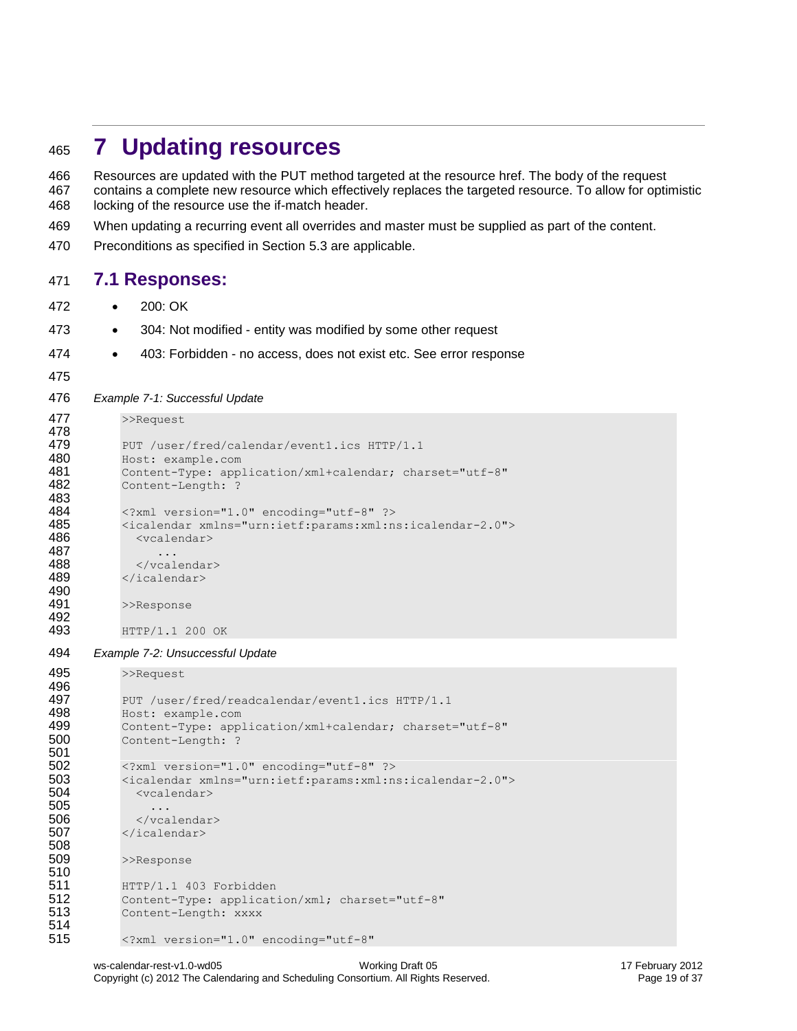# 7 Updating resources

Resources are updated with the PUT method targeted at the resource href. The body of the request contains a complete new resource which effectively replaces the targeted resource. To allow for optimistic locking of the resource use the if-match header.

When updating a recurring event all overrides and master must be supplied as part of the content.

Preconditions as specified in Section 5.3 are applicable.

## 7.1 Responses:

- 200: OK
- 304: Not modified - entity was modified by some other request
- 403: Forbidden - no access, does not exist etc. See error response

*Example 7-1: Successful Update*

```
>>Request

PUT /user/fred/calendar/event1.ics HTTP/1.1
Host: example.com
Content-Type: application/xml+calendar; charset="utf-8"
Content-Length: ?

<?xml version="1.0" encoding="utf-8" ?>
<icalendar xmlns="urn:ietf:params:xml:ns:icalendar-2.0">
  <vcalendar>
     ...
  </vcalendar>
</icalendar>

>>Response

HTTP/1.1 200 OK
```

*Example 7-2: Unsuccessful Update*

```
>>Request

PUT /user/fred/readcalendar/event1.ics HTTP/1.1
Host: example.com
Content-Type: application/xml+calendar; charset="utf-8"
Content-Length: ?

<?xml version="1.0" encoding="utf-8" ?>
<icalendar xmlns="urn:ietf:params:xml:ns:icalendar-2.0">
  <vcalendar>
    ...
  </vcalendar>
</icalendar>

>>Response

HTTP/1.1 403 Forbidden
Content-Type: application/xml; charset="utf-8"
Content-Length: xxxx

<?xml version="1.0" encoding="utf-8"
```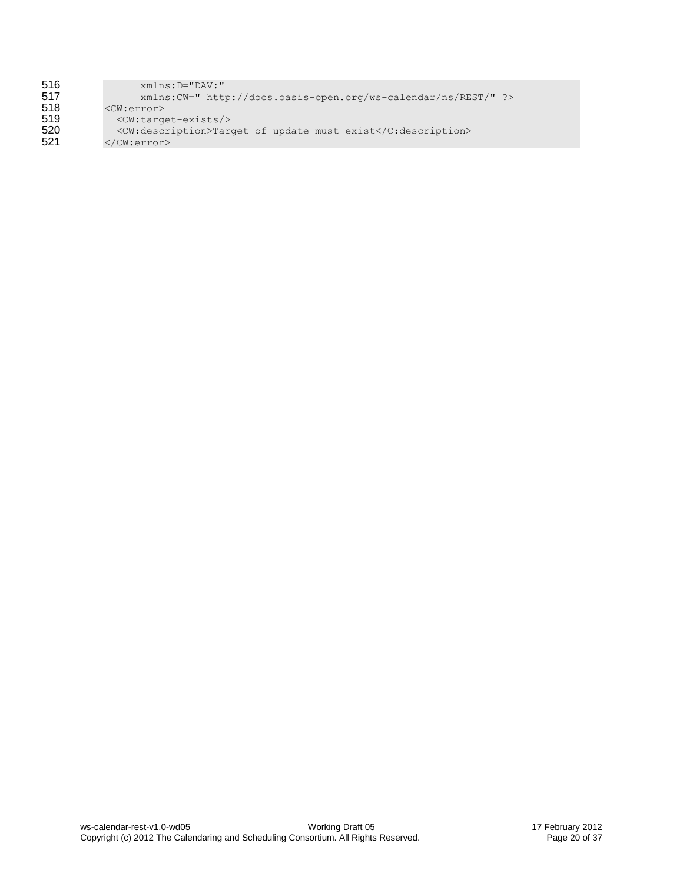```
       xmlns:D="DAV:"
       xmlns:CW=" http://docs.oasis-open.org/ws-calendar/ns/REST/" ?>
<CW:error>
  <CW:target-exists/>
  <CW:description>Target of update must exist</C:description>
</CW:error>
```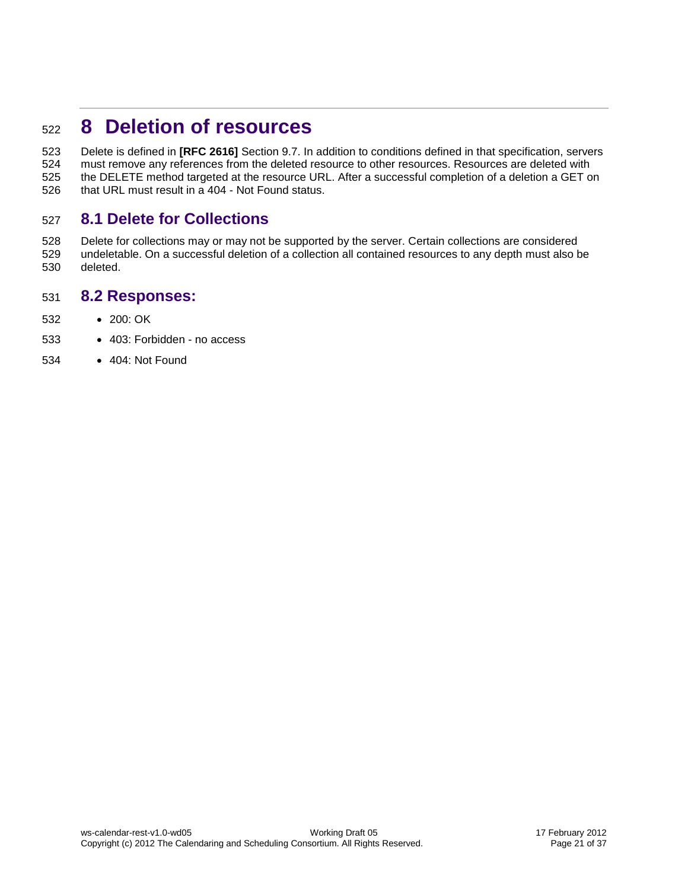# 8 Deletion of resources

Delete is defined in **[RFC 2616]** Section 9.7. In addition to conditions defined in that specification, servers must remove any references from the deleted resource to other resources. Resources are deleted with the DELETE method targeted at the resource URL. After a successful completion of a deletion a GET on that URL must result in a 404 - Not Found status.

## 8.1 Delete for Collections

Delete for collections may or may not be supported by the server. Certain collections are considered undeletable. On a successful deletion of a collection all contained resources to any depth must also be deleted.

## 8.2 Responses:

- 200: OK
- 403: Forbidden - no access
- 404: Not Found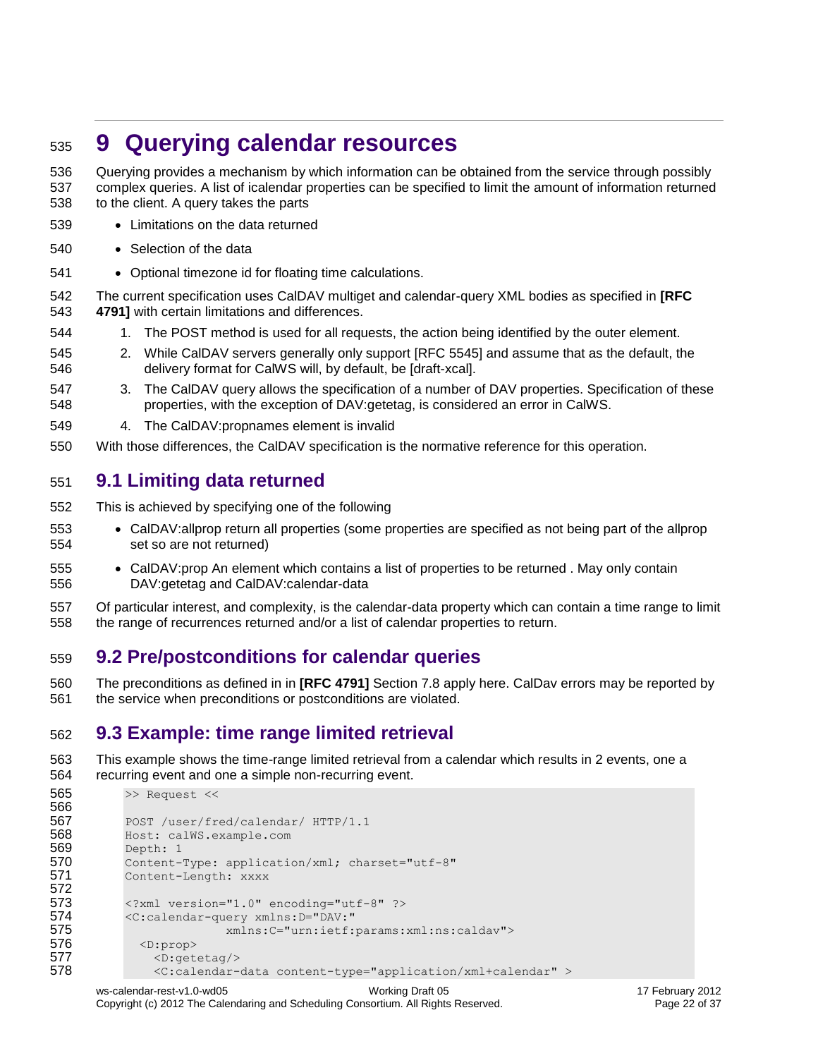#  9 Querying calendar resources

Querying provides a mechanism by which information can be obtained from the service through possibly complex queries. A list of icalendar properties can be specified to limit the amount of information returned to the client. A query takes the parts

- Limitations on the data returned
- Selection of the data
- Optional timezone id for floating time calculations.

The current specification uses CalDAV multiget and calendar-query XML bodies as specified in **[RFC 4791]** with certain limitations and differences.

1. The POST method is used for all requests, the action being identified by the outer element.
2. While CalDAV servers generally only support [RFC 5545] and assume that as the default, the delivery format for CalWS will, by default, be [draft-xcal].
3. The CalDAV query allows the specification of a number of DAV properties. Specification of these properties, with the exception of DAV:getetag, is considered an error in CalWS.
4. The CalDAV:propnames element is invalid

With those differences, the CalDAV specification is the normative reference for this operation.

## 9.1 Limiting data returned

This is achieved by specifying one of the following

- CalDAV:allprop return all properties (some properties are specified as not being part of the allprop set so are not returned)
- CalDAV:prop An element which contains a list of properties to be returned . May only contain DAV:getetag and CalDAV:calendar-data

Of particular interest, and complexity, is the calendar-data property which can contain a time range to limit the range of recurrences returned and/or a list of calendar properties to return.

## 9.2 Pre/postconditions for calendar queries

The preconditions as defined in in **[RFC 4791]** Section 7.8 apply here. CalDav errors may be reported by the service when preconditions or postconditions are violated.

## 9.3 Example: time range limited retrieval

This example shows the time-range limited retrieval from a calendar which results in 2 events, one a recurring event and one a simple non-recurring event.

```
>> Request <<

POST /user/fred/calendar/ HTTP/1.1
Host: calWS.example.com
Depth: 1
Content-Type: application/xml; charset="utf-8"
Content-Length: xxxx

<?xml version="1.0" encoding="utf-8" ?>
<C:calendar-query xmlns:D="DAV:"
              xmlns:C="urn:ietf:params:xml:ns:caldav">
  <D:prop>
    <D:getetag/>
    <C:calendar-data content-type="application/xml+calendar" >
```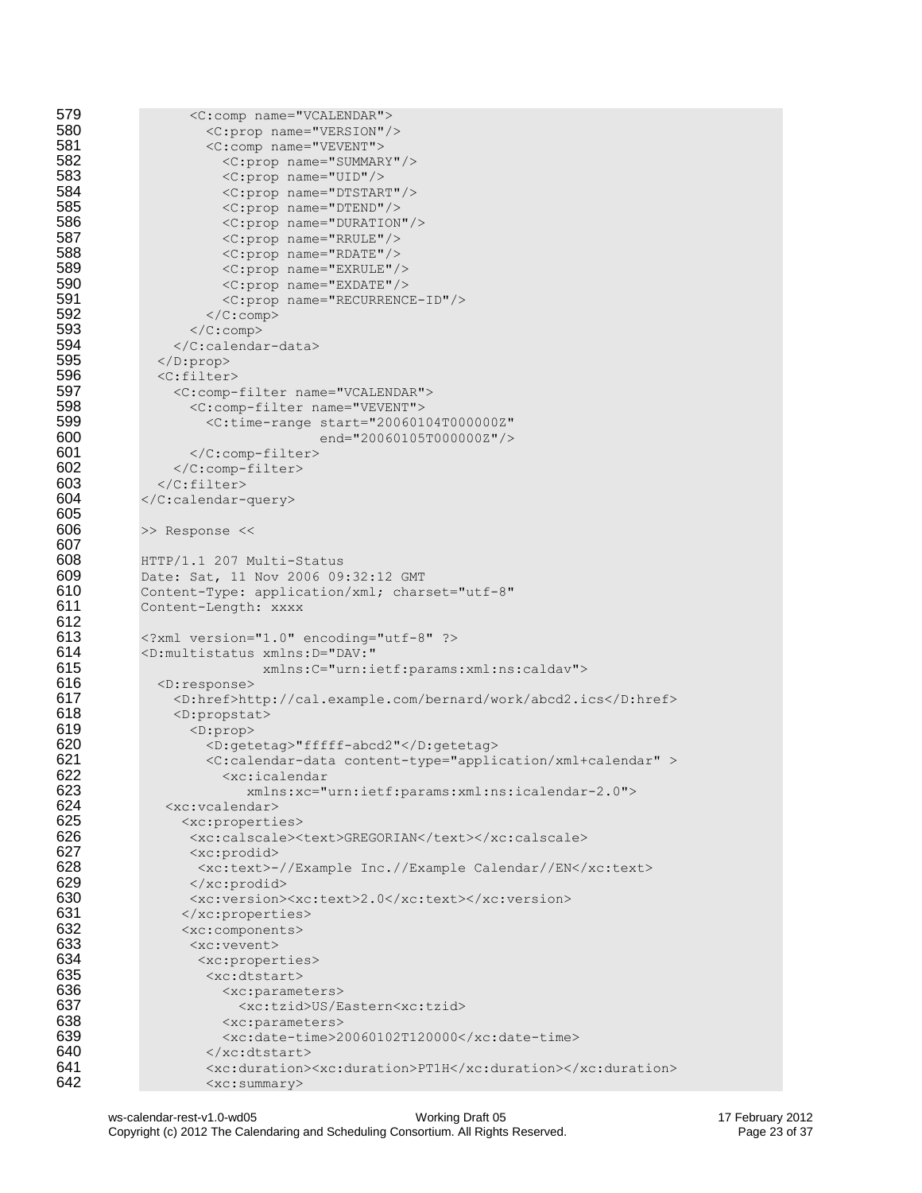```
579          <C:comp name="VCALENDAR">
580            <C:prop name="VERSION"/>
581            <C:comp name="VEVENT">
582              <C:prop name="SUMMARY"/>
583              <C:prop name="UID"/>
584              <C:prop name="DTSTART"/>
585              <C:prop name="DTEND"/>
586              <C:prop name="DURATION"/>
587              <C:prop name="RRULE"/>
588              <C:prop name="RDATE"/>
589              <C:prop name="EXRULE"/>
590              <C:prop name="EXDATE"/>
591              <C:prop name="RECURRENCE-ID"/>
592            </C:comp>
593          </C:comp>
594        </C:calendar-data>
595      </D:prop>
596      <C:filter>
597        <C:comp-filter name="VCALENDAR">
598          <C:comp-filter name="VEVENT">
599            <C:time-range start="20060104T000000Z"
600                          end="20060105T000000Z"/>
601          </C:comp-filter>
602        </C:comp-filter>
603      </C:filter>
604    </C:calendar-query>
605
606    >> Response <<
607
608    HTTP/1.1 207 Multi-Status
609    Date: Sat, 11 Nov 2006 09:32:12 GMT
610    Content-Type: application/xml; charset="utf-8"
611    Content-Length: xxxx
612
613    <?xml version="1.0" encoding="utf-8" ?>
614    <D:multistatus xmlns:D="DAV:"
615                   xmlns:C="urn:ietf:params:xml:ns:caldav">
616      <D:response>
617        <D:href>http://cal.example.com/bernard/work/abcd2.ics</D:href>
618        <D:propstat>
619          <D:prop>
620            <D:getetag>"fffff-abcd2"</D:getetag>
621            <C:calendar-data content-type="application/xml+calendar" >
622              <xc:icalendar
623                 xmlns:xc="urn:ietf:params:xml:ns:icalendar-2.0">
624       <xc:vcalendar>
625         <xc:properties>
626          <xc:calscale><text>GREGORIAN</text></xc:calscale>
627          <xc:prodid>
628           <xc:text>-//Example Inc.//Example Calendar//EN</xc:text>
629          </xc:prodid>
630          <xc:version><xc:text>2.0</xc:text></xc:version>
631         </xc:properties>
632         <xc:components>
633          <xc:vevent>
634           <xc:properties>
635            <xc:dtstart>
636              <xc:parameters>
637                <xc:tzid>US/Eastern<xc:tzid>
638              <xc:parameters>
639              <xc:date-time>20060102T120000</xc:date-time>
640            </xc:dtstart>
641            <xc:duration><xc:duration>PT1H</xc:duration></xc:duration>
642            <xc:summary>
```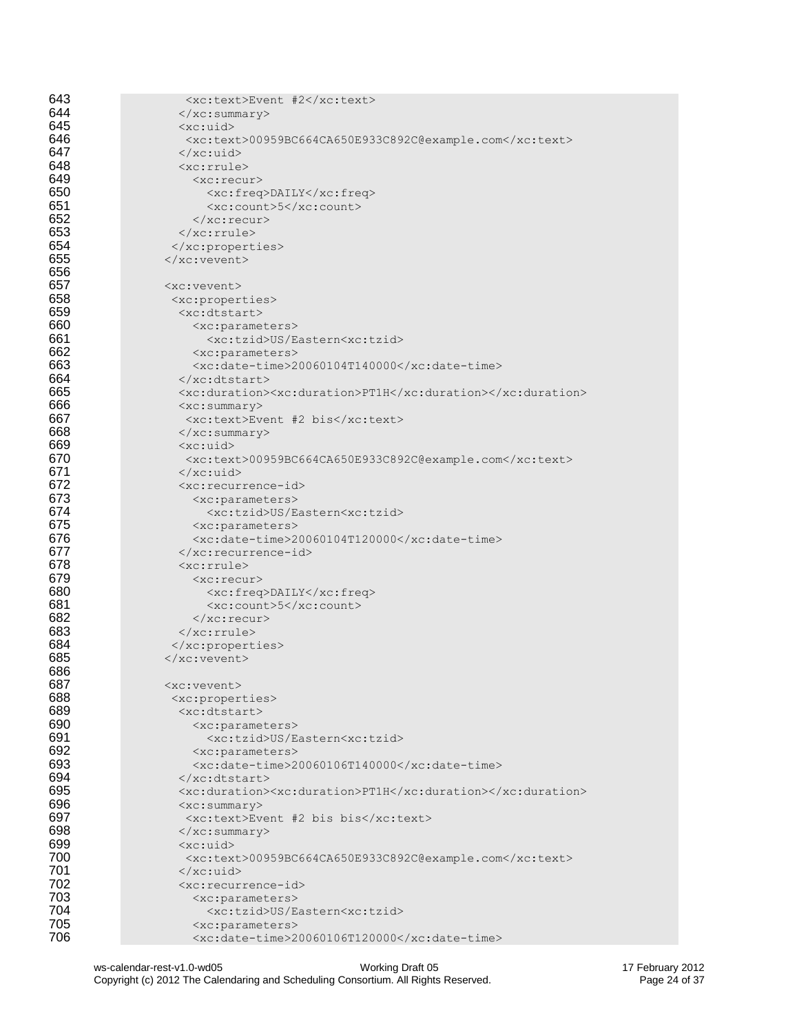```
643             <xc:text>Event #2</xc:text>
644           </xc:summary>
645           <xc:uid>
646            <xc:text>00959BC664CA650E933C892C@example.com</xc:text>
647           </xc:uid>
648           <xc:rrule>
649             <xc:recur>
650               <xc:freq>DAILY</xc:freq>
651               <xc:count>5</xc:count>
652             </xc:recur>
653           </xc:rrule>
654          </xc:properties>
655         </xc:vevent>
656
657         <xc:vevent>
658          <xc:properties>
659           <xc:dtstart>
660             <xc:parameters>
661               <xc:tzid>US/Eastern<xc:tzid>
662             <xc:parameters>
663             <xc:date-time>20060104T140000</xc:date-time>
664           </xc:dtstart>
665           <xc:duration><xc:duration>PT1H</xc:duration></xc:duration>
666           <xc:summary>
667            <xc:text>Event #2 bis</xc:text>
668           </xc:summary>
669           <xc:uid>
670            <xc:text>00959BC664CA650E933C892C@example.com</xc:text>
671           </xc:uid>
672           <xc:recurrence-id>
673             <xc:parameters>
674               <xc:tzid>US/Eastern<xc:tzid>
675             <xc:parameters>
676             <xc:date-time>20060104T120000</xc:date-time>
677           </xc:recurrence-id>
678           <xc:rrule>
679             <xc:recur>
680               <xc:freq>DAILY</xc:freq>
681               <xc:count>5</xc:count>
682             </xc:recur>
683           </xc:rrule>
684          </xc:properties>
685         </xc:vevent>
686
687         <xc:vevent>
688          <xc:properties>
689           <xc:dtstart>
690             <xc:parameters>
691               <xc:tzid>US/Eastern<xc:tzid>
692             <xc:parameters>
693             <xc:date-time>20060106T140000</xc:date-time>
694           </xc:dtstart>
695           <xc:duration><xc:duration>PT1H</xc:duration></xc:duration>
696           <xc:summary>
697            <xc:text>Event #2 bis bis</xc:text>
698           </xc:summary>
699           <xc:uid>
700            <xc:text>00959BC664CA650E933C892C@example.com</xc:text>
701           </xc:uid>
702           <xc:recurrence-id>
703             <xc:parameters>
704               <xc:tzid>US/Eastern<xc:tzid>
705             <xc:parameters>
706             <xc:date-time>20060106T120000</xc:date-time>
```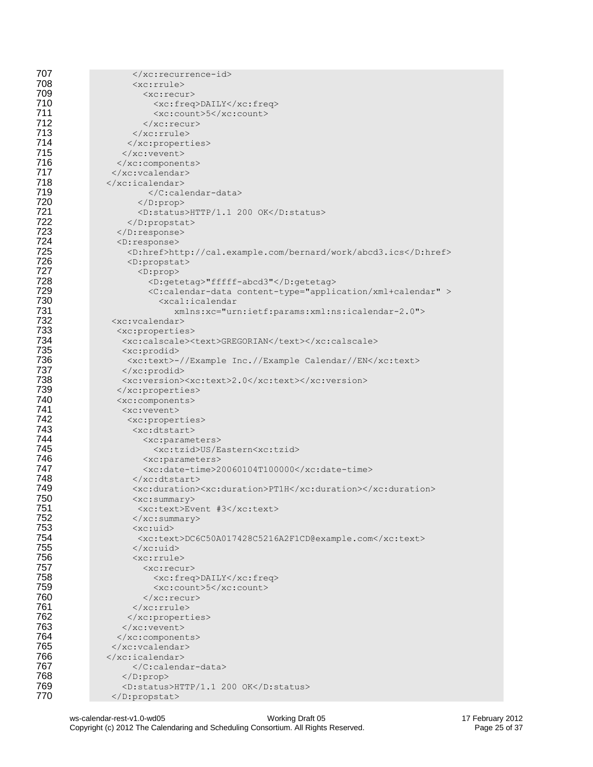```
707                </xc:recurrence-id>
708                <xc:rrule>
709                  <xc:recur>
710                    <xc:freq>DAILY</xc:freq>
711                    <xc:count>5</xc:count>
712                  </xc:recur>
713                </xc:rrule>
714              </xc:properties>
715            </xc:vevent>
716          </xc:components>
717        </xc:vcalendar>
718      </xc:icalendar>
719                </C:calendar-data>
720              </D:prop>
721              <D:status>HTTP/1.1 200 OK</D:status>
722            </D:propstat>
723          </D:response>
724          <D:response>
725            <D:href>http://cal.example.com/bernard/work/abcd3.ics</D:href>
726            <D:propstat>
727              <D:prop>
728                <D:getetag>"fffff-abcd3"</D:getetag>
729                <C:calendar-data content-type="application/xml+calendar" >
730                  <xcal:icalendar
731                      xmlns:xc="urn:ietf:params:xml:ns:icalendar-2.0">
732        <xc:vcalendar>
733          <xc:properties>
734            <xc:calscale><text>GREGORIAN</text></xc:calscale>
735            <xc:prodid>
736              <xc:text>-//Example Inc.//Example Calendar//EN</xc:text>
737            </xc:prodid>
738            <xc:version><xc:text>2.0</xc:text></xc:version>
739          </xc:properties>
740          <xc:components>
741            <xc:vevent>
742              <xc:properties>
743                <xc:dtstart>
744                  <xc:parameters>
745                    <xc:tzid>US/Eastern<xc:tzid>
746                  <xc:parameters>
747                  <xc:date-time>20060104T100000</xc:date-time>
748                </xc:dtstart>
749                <xc:duration><xc:duration>PT1H</xc:duration></xc:duration>
750                <xc:summary>
751                  <xc:text>Event #3</xc:text>
752                </xc:summary>
753                <xc:uid>
754                  <xc:text>DC6C50A017428C5216A2F1CD@example.com</xc:text>
755                </xc:uid>
756                <xc:rrule>
757                  <xc:recur>
758                    <xc:freq>DAILY</xc:freq>
759                    <xc:count>5</xc:count>
760                  </xc:recur>
761                </xc:rrule>
762              </xc:properties>
763            </xc:vevent>
764          </xc:components>
765        </xc:vcalendar>
766      </xc:icalendar>
767              </C:calendar-data>
768            </D:prop>
769            <D:status>HTTP/1.1 200 OK</D:status>
770          </D:propstat>
```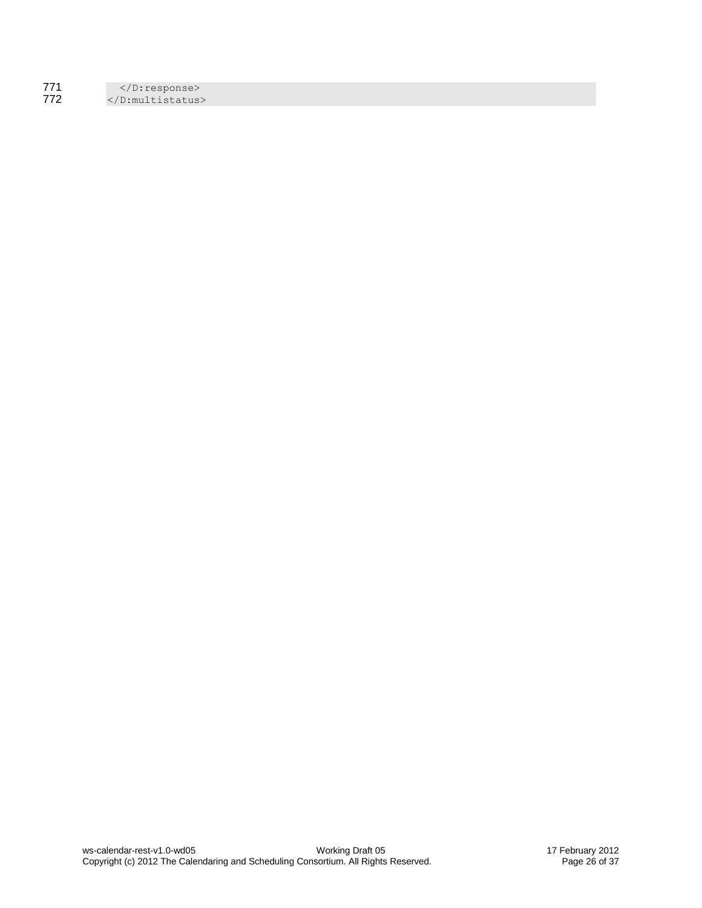```
    </D:response>
</D:multistatus>
```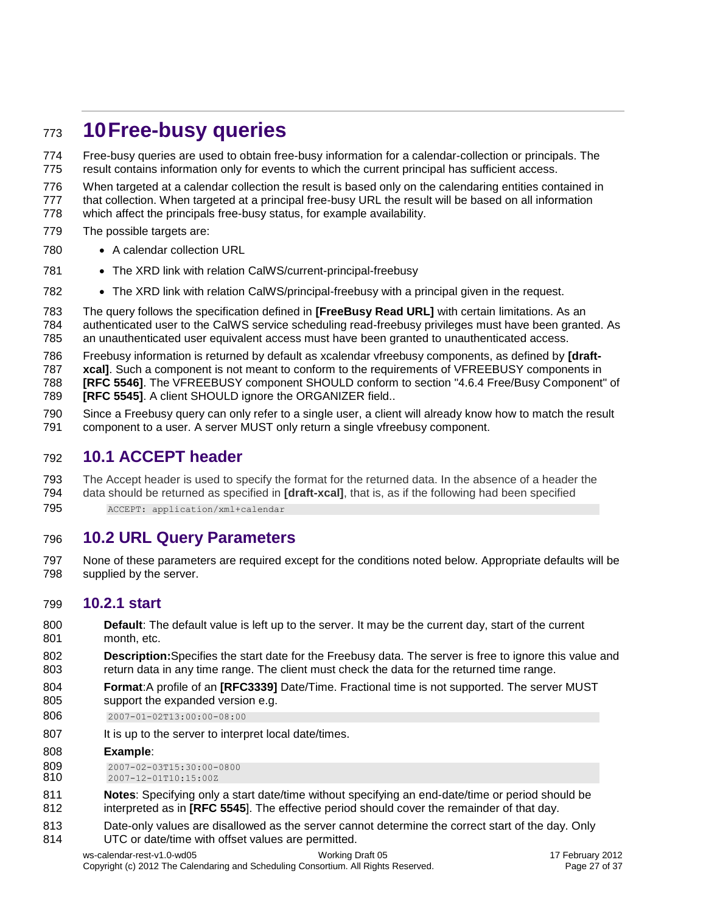# 10 Free-busy queries

Free-busy queries are used to obtain free-busy information for a calendar-collection or principals. The result contains information only for events to which the current principal has sufficient access.

When targeted at a calendar collection the result is based only on the calendaring entities contained in that collection. When targeted at a principal free-busy URL the result will be based on all information which affect the principals free-busy status, for example availability.

The possible targets are:

- A calendar collection URL
- The XRD link with relation CalWS/current-principal-freebusy
- The XRD link with relation CalWS/principal-freebusy with a principal given in the request.

The query follows the specification defined in **[FreeBusy Read URL]** with certain limitations. As an authenticated user to the CalWS service scheduling read-freebusy privileges must have been granted. As an unauthenticated user equivalent access must have been granted to unauthenticated access.

Freebusy information is returned by default as xcalendar vfreebusy components, as defined by **[draft-xcal]**. Such a component is not meant to conform to the requirements of VFREEBUSY components in **[RFC 5546]**. The VFREEBUSY component SHOULD conform to section "4.6.4 Free/Busy Component" of **[RFC 5545]**. A client SHOULD ignore the ORGANIZER field..

Since a Freebusy query can only refer to a single user, a client will already know how to match the result component to a user. A server MUST only return a single vfreebusy component.

## 10.1 ACCEPT header

The Accept header is used to specify the format for the returned data. In the absence of a header the data should be returned as specified in **[draft-xcal]**, that is, as if the following had been specified

```
ACCEPT: application/xml+calendar
```

## 10.2 URL Query Parameters

None of these parameters are required except for the conditions noted below. Appropriate defaults will be supplied by the server.

### 10.2.1 start

**Default**: The default value is left up to the server. It may be the current day, start of the current month, etc.

**Description:**Specifies the start date for the Freebusy data. The server is free to ignore this value and return data in any time range. The client must check the data for the returned time range.

**Format**:A profile of an **[RFC3339]** Date/Time. Fractional time is not supported. The server MUST support the expanded version e.g.

```
2007-01-02T13:00:00-08:00
```

It is up to the server to interpret local date/times.

**Example**:

```
2007-02-03T15:30:00-0800
2007-12-01T10:15:00Z
```

**Notes**: Specifying only a start date/time without specifying an end-date/time or period should be interpreted as in **[RFC 5545**]. The effective period should cover the remainder of that day.

Date-only values are disallowed as the server cannot determine the correct start of the day. Only UTC or date/time with offset values are permitted.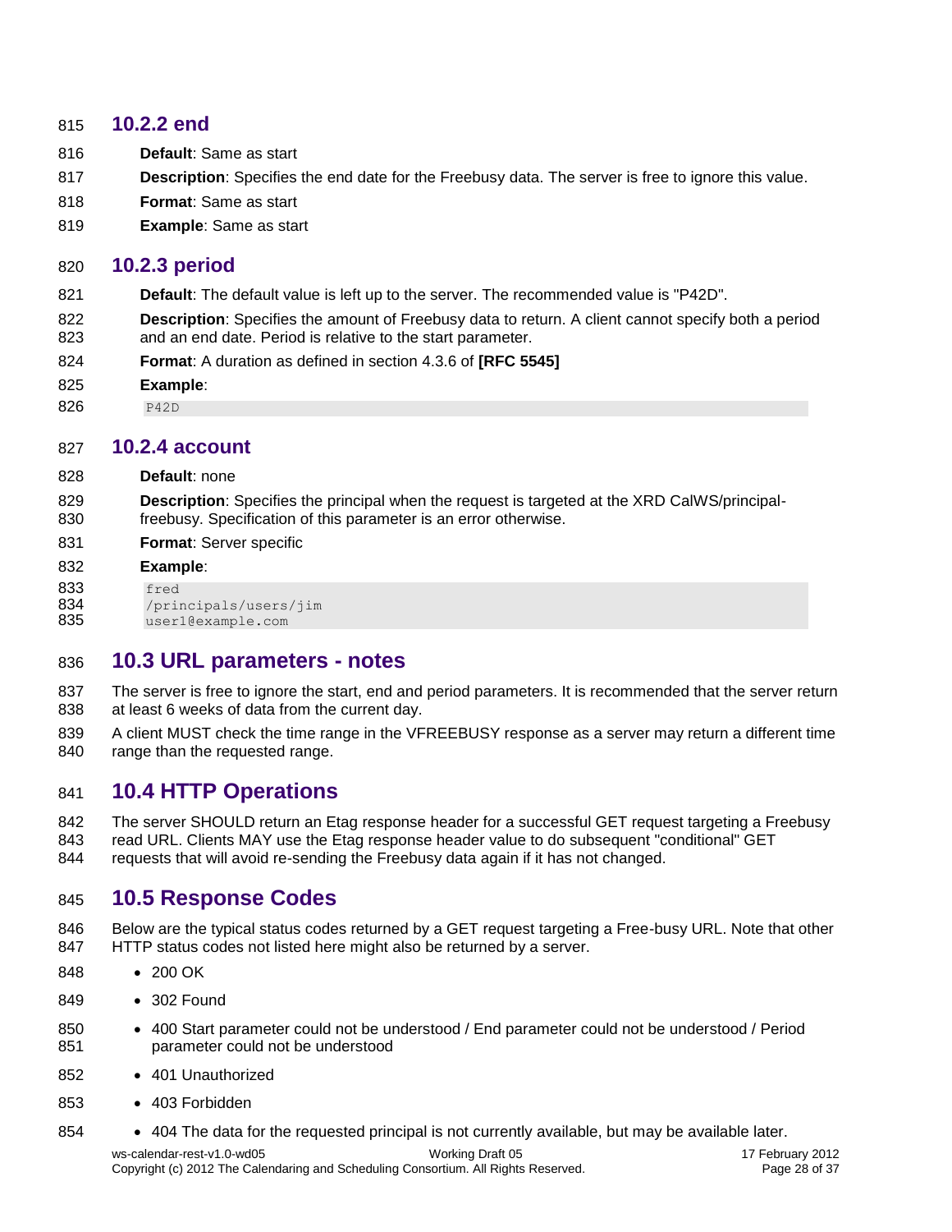### 10.2.2 end

**Default**: Same as start

**Description**: Specifies the end date for the Freebusy data. The server is free to ignore this value.

**Format**: Same as start

**Example**: Same as start

### 10.2.3 period

**Default**: The default value is left up to the server. The recommended value is "P42D".

**Description**: Specifies the amount of Freebusy data to return. A client cannot specify both a period and an end date. Period is relative to the start parameter.

**Format**: A duration as defined in section 4.3.6 of **[RFC 5545]**

**Example**:

```
P42D
```

### 10.2.4 account

**Default**: none

**Description**: Specifies the principal when the request is targeted at the XRD CalWS/principal-freebusy. Specification of this parameter is an error otherwise.

**Format**: Server specific

**Example**:

```
fred
/principals/users/jim
user1@example.com
```

## 10.3 URL parameters - notes

The server is free to ignore the start, end and period parameters. It is recommended that the server return at least 6 weeks of data from the current day.

A client MUST check the time range in the VFREEBUSY response as a server may return a different time range than the requested range.

## 10.4 HTTP Operations

The server SHOULD return an Etag response header for a successful GET request targeting a Freebusy read URL. Clients MAY use the Etag response header value to do subsequent "conditional" GET requests that will avoid re-sending the Freebusy data again if it has not changed.

## 10.5 Response Codes

Below are the typical status codes returned by a GET request targeting a Free-busy URL. Note that other HTTP status codes not listed here might also be returned by a server.

- 200 OK
- 302 Found
- 400 Start parameter could not be understood / End parameter could not be understood / Period parameter could not be understood
- 401 Unauthorized
- 403 Forbidden
- 404 The data for the requested principal is not currently available, but may be available later.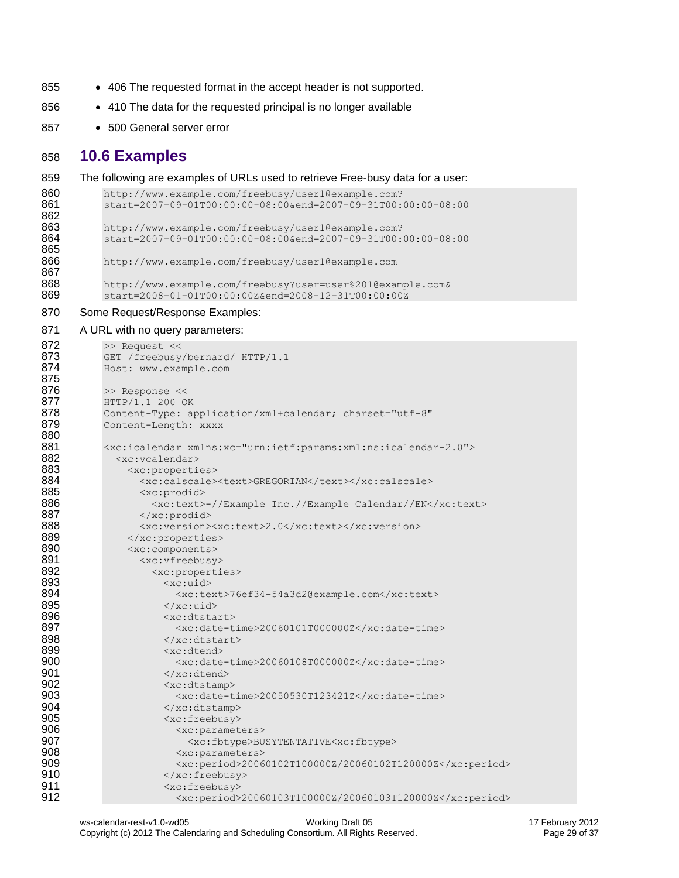- 406 The requested format in the accept header is not supported.
- 410 The data for the requested principal is no longer available
- 500 General server error

## 10.6 Examples

The following are examples of URLs used to retrieve Free-busy data for a user:

```
http://www.example.com/freebusy/user1@example.com?
start=2007-09-01T00:00:00-08:00&end=2007-09-31T00:00:00-08:00

http://www.example.com/freebusy/user1@example.com?
start=2007-09-01T00:00:00-08:00&end=2007-09-31T00:00:00-08:00

http://www.example.com/freebusy/user1@example.com

http://www.example.com/freebusy?user=user%201@example.com&
start=2008-01-01T00:00:00Z&end=2008-12-31T00:00:00Z
```

Some Request/Response Examples:

A URL with no query parameters:

```
>> Request <<
GET /freebusy/bernard/ HTTP/1.1
Host: www.example.com

>> Response <<
HTTP/1.1 200 OK
Content-Type: application/xml+calendar; charset="utf-8"
Content-Length: xxxx

<xc:icalendar xmlns:xc="urn:ietf:params:xml:ns:icalendar-2.0">
  <xc:vcalendar>
    <xc:properties>
      <xc:calscale><text>GREGORIAN</text></xc:calscale>
      <xc:prodid>
        <xc:text>-//Example Inc.//Example Calendar//EN</xc:text>
      </xc:prodid>
      <xc:version><xc:text>2.0</xc:text></xc:version>
    </xc:properties>
    <xc:components>
      <xc:vfreebusy>
        <xc:properties>
          <xc:uid>
            <xc:text>76ef34-54a3d2@example.com</xc:text>
          </xc:uid>
          <xc:dtstart>
            <xc:date-time>20060101T000000Z</xc:date-time>
          </xc:dtstart>
          <xc:dtend>
            <xc:date-time>20060108T000000Z</xc:date-time>
          </xc:dtend>
          <xc:dtstamp>
            <xc:date-time>20050530T123421Z</xc:date-time>
          </xc:dtstamp>
          <xc:freebusy>
            <xc:parameters>
              <xc:fbtype>BUSYTENTATIVE<xc:fbtype>
            <xc:parameters>
            <xc:period>20060102T100000Z/20060102T120000Z</xc:period>
          </xc:freebusy>
          <xc:freebusy>
            <xc:period>20060103T100000Z/20060103T120000Z</xc:period>
```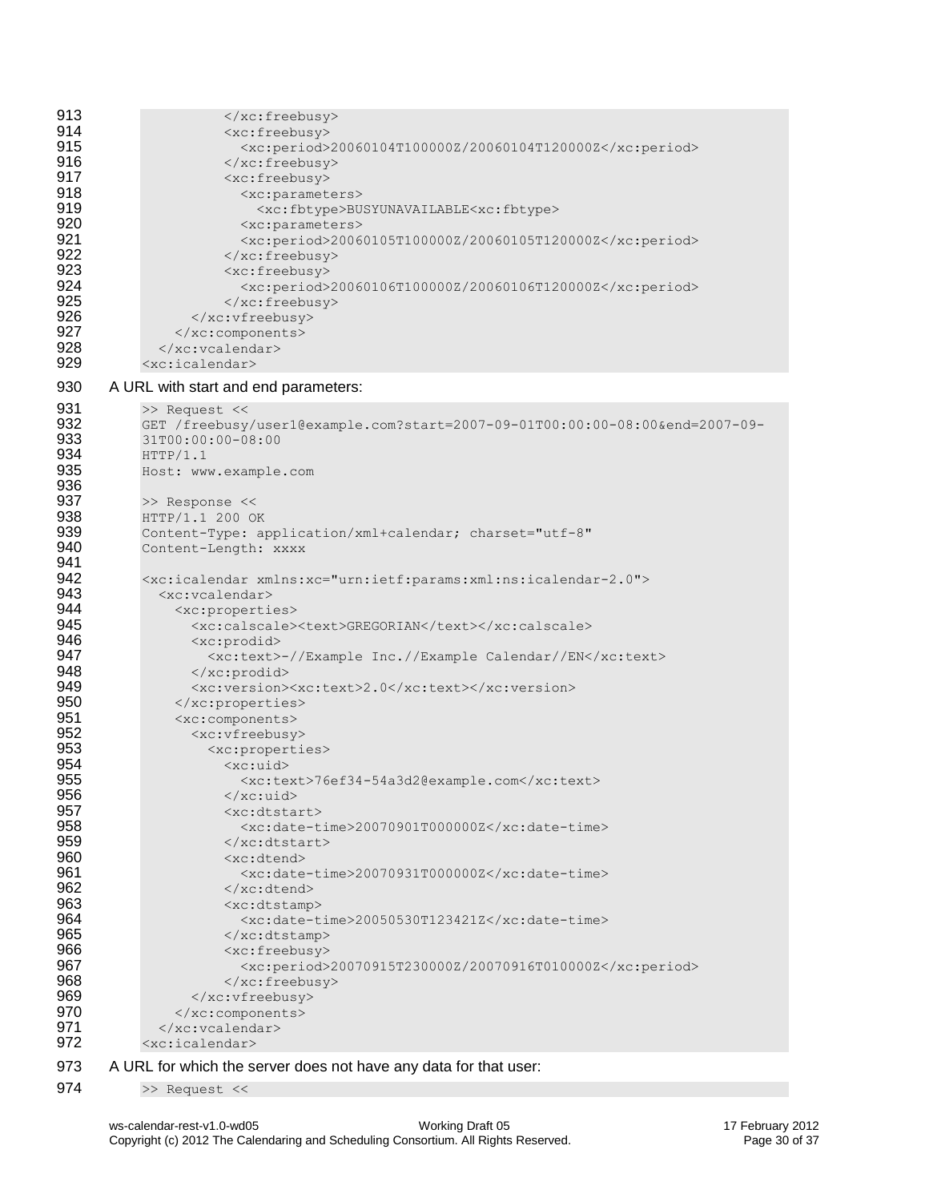```
            </xc:freebusy>
            <xc:freebusy>
              <xc:period>20060104T100000Z/20060104T120000Z</xc:period>
            </xc:freebusy>
            <xc:freebusy>
              <xc:parameters>
                <xc:fbtype>BUSYUNAVAILABLE<xc:fbtype>
              <xc:parameters>
              <xc:period>20060105T100000Z/20060105T120000Z</xc:period>
            </xc:freebusy>
            <xc:freebusy>
              <xc:period>20060106T100000Z/20060106T120000Z</xc:period>
            </xc:freebusy>
        </xc:vfreebusy>
      </xc:components>
    </xc:vcalendar>
<xc:icalendar>
```

A URL with start and end parameters:

```
>> Request <<
GET /freebusy/user1@example.com?start=2007-09-01T00:00:00-08:00&end=2007-09-
31T00:00:00-08:00
HTTP/1.1
Host: www.example.com

>> Response <<
HTTP/1.1 200 OK
Content-Type: application/xml+calendar; charset="utf-8"
Content-Length: xxxx

<xc:icalendar xmlns:xc="urn:ietf:params:xml:ns:icalendar-2.0">
  <xc:vcalendar>
    <xc:properties>
      <xc:calscale><text>GREGORIAN</text></xc:calscale>
      <xc:prodid>
        <xc:text>-//Example Inc.//Example Calendar//EN</xc:text>
      </xc:prodid>
      <xc:version><xc:text>2.0</xc:text></xc:version>
    </xc:properties>
    <xc:components>
      <xc:vfreebusy>
        <xc:properties>
          <xc:uid>
            <xc:text>76ef34-54a3d2@example.com</xc:text>
          </xc:uid>
          <xc:dtstart>
            <xc:date-time>20070901T000000Z</xc:date-time>
          </xc:dtstart>
          <xc:dtend>
            <xc:date-time>20070931T000000Z</xc:date-time>
          </xc:dtend>
          <xc:dtstamp>
            <xc:date-time>20050530T123421Z</xc:date-time>
          </xc:dtstamp>
          <xc:freebusy>
            <xc:period>20070915T230000Z/20070916T010000Z</xc:period>
          </xc:freebusy>
      </xc:vfreebusy>
    </xc:components>
  </xc:vcalendar>
<xc:icalendar>
```

A URL for which the server does not have any data for that user:

```
>> Request <<
```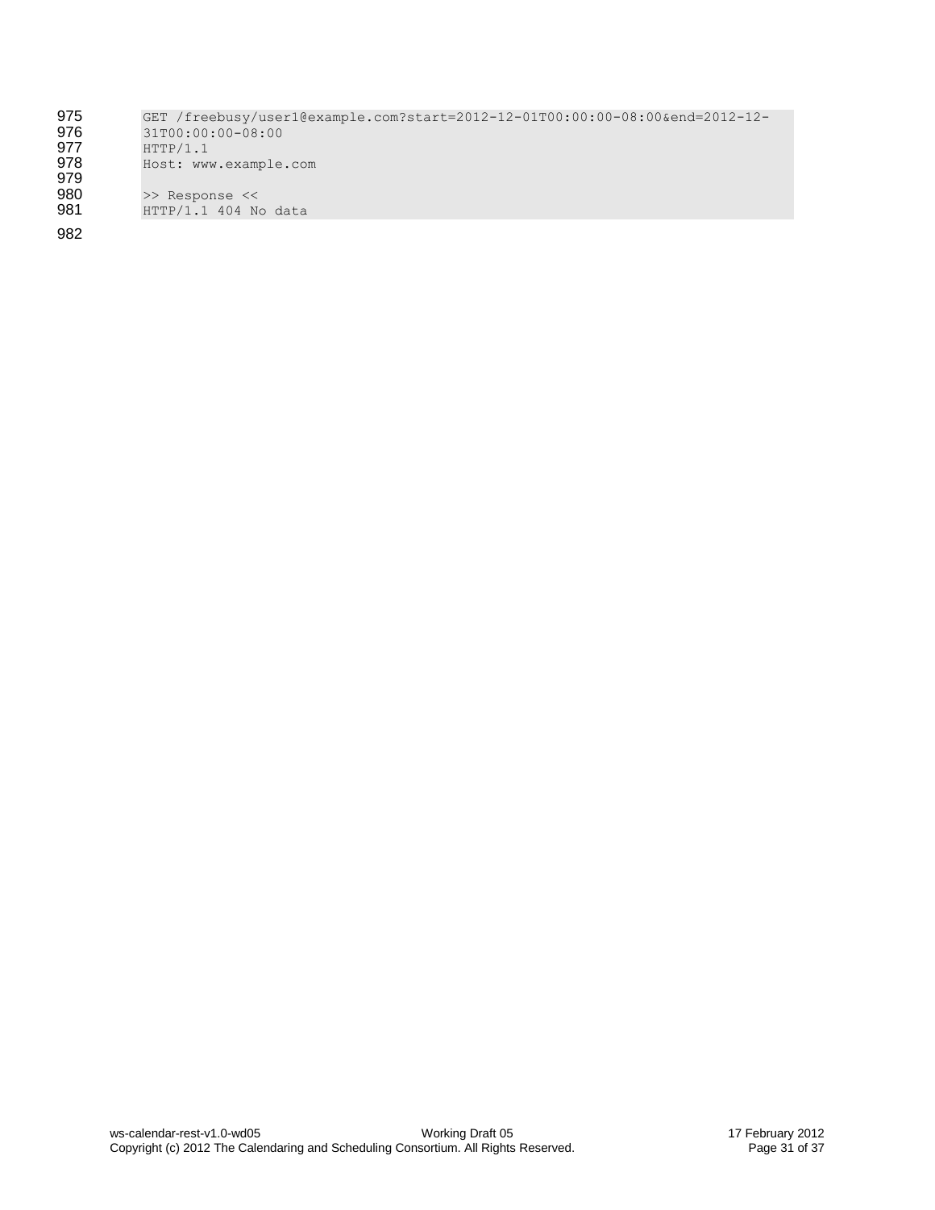```
GET /freebusy/user1@example.com?start=2012-12-01T00:00:00-08:00&end=2012-12-
31T00:00:00-08:00
HTTP/1.1
Host: www.example.com

>> Response <<
HTTP/1.1 404 No data
```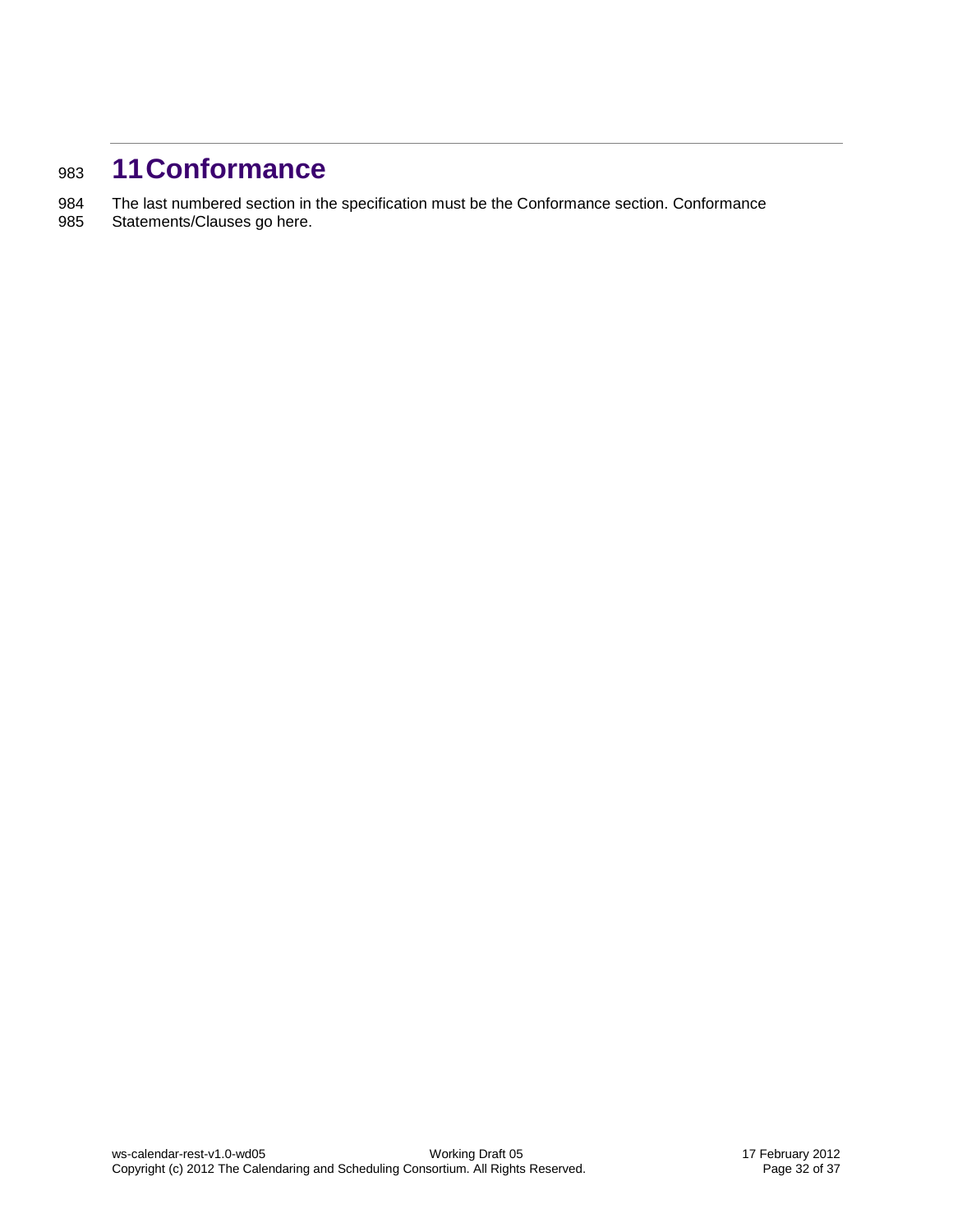# 11 Conformance

The last numbered section in the specification must be the Conformance section. Conformance Statements/Clauses go here.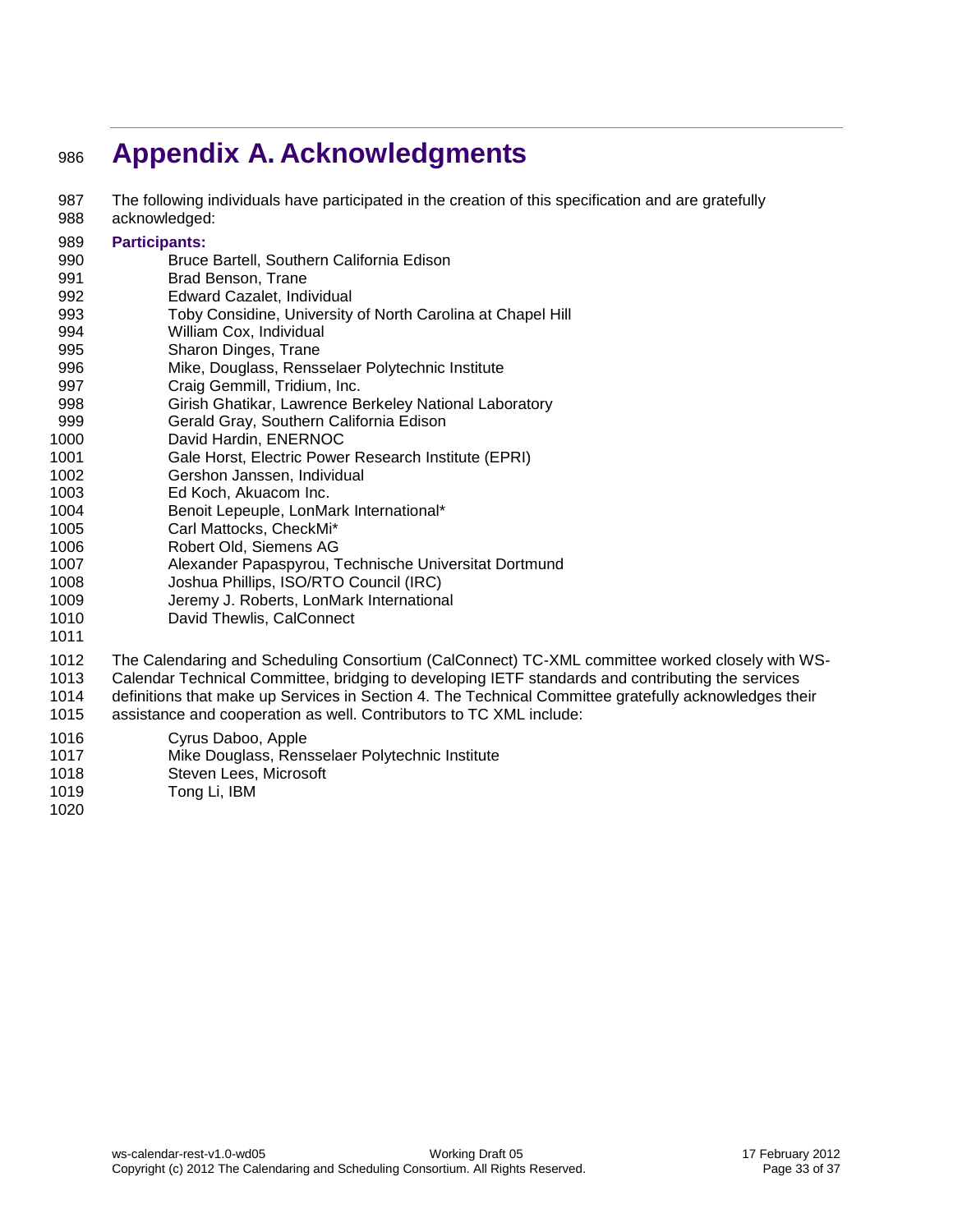# Appendix A. Acknowledgments

The following individuals have participated in the creation of this specification and are gratefully acknowledged:

**Participants:**

Bruce Bartell, Southern California Edison
Brad Benson, Trane
Edward Cazalet, Individual
Toby Considine, University of North Carolina at Chapel Hill
William Cox, Individual
Sharon Dinges, Trane
Mike, Douglass, Rensselaer Polytechnic Institute
Craig Gemmill, Tridium, Inc.
Girish Ghatikar, Lawrence Berkeley National Laboratory
Gerald Gray, Southern California Edison
David Hardin, ENERNOC
Gale Horst, Electric Power Research Institute (EPRI)
Gershon Janssen, Individual
Ed Koch, Akuacom Inc.
Benoit Lepeuple, LonMark International*
Carl Mattocks, CheckMi*
Robert Old, Siemens AG
Alexander Papaspyrou, Technische Universitat Dortmund
Joshua Phillips, ISO/RTO Council (IRC)
Jeremy J. Roberts, LonMark International
David Thewlis, CalConnect

The Calendaring and Scheduling Consortium (CalConnect) TC-XML committee worked closely with WS-Calendar Technical Committee, bridging to developing IETF standards and contributing the services definitions that make up Services in Section 4. The Technical Committee gratefully acknowledges their assistance and cooperation as well. Contributors to TC XML include:

Cyrus Daboo, Apple
Mike Douglass, Rensselaer Polytechnic Institute
Steven Lees, Microsoft
Tong Li, IBM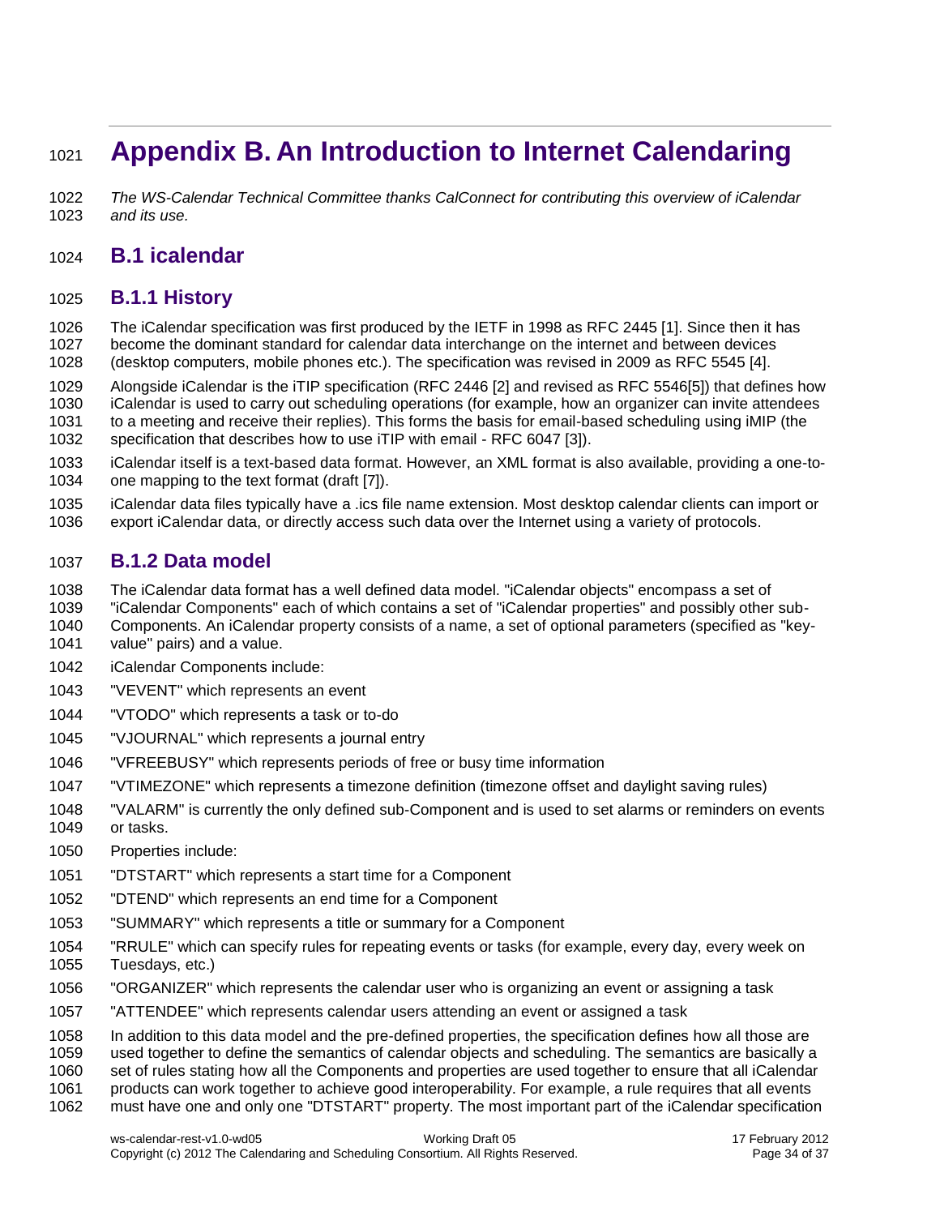# Appendix B. An Introduction to Internet Calendaring

*The WS-Calendar Technical Committee thanks CalConnect for contributing this overview of iCalendar and its use.*

## B.1 icalendar

### B.1.1 History

The iCalendar specification was first produced by the IETF in 1998 as RFC 2445 [1]. Since then it has become the dominant standard for calendar data interchange on the internet and between devices (desktop computers, mobile phones etc.). The specification was revised in 2009 as RFC 5545 [4].

Alongside iCalendar is the iTIP specification (RFC 2446 [2] and revised as RFC 5546[5]) that defines how iCalendar is used to carry out scheduling operations (for example, how an organizer can invite attendees to a meeting and receive their replies). This forms the basis for email-based scheduling using iMIP (the specification that describes how to use iTIP with email - RFC 6047 [3]).

iCalendar itself is a text-based data format. However, an XML format is also available, providing a one-to-one mapping to the text format (draft [7]).

iCalendar data files typically have a .ics file name extension. Most desktop calendar clients can import or export iCalendar data, or directly access such data over the Internet using a variety of protocols.

### B.1.2 Data model

The iCalendar data format has a well defined data model. "iCalendar objects" encompass a set of "iCalendar Components" each of which contains a set of "iCalendar properties" and possibly other sub-Components. An iCalendar property consists of a name, a set of optional parameters (specified as "key-value" pairs) and a value.

iCalendar Components include:

"VEVENT" which represents an event

"VTODO" which represents a task or to-do

"VJOURNAL" which represents a journal entry

"VFREEBUSY" which represents periods of free or busy time information

"VTIMEZONE" which represents a timezone definition (timezone offset and daylight saving rules)

"VALARM" is currently the only defined sub-Component and is used to set alarms or reminders on events or tasks.

Properties include:

"DTSTART" which represents a start time for a Component

"DTEND" which represents an end time for a Component

"SUMMARY" which represents a title or summary for a Component

"RRULE" which can specify rules for repeating events or tasks (for example, every day, every week on Tuesdays, etc.)

"ORGANIZER" which represents the calendar user who is organizing an event or assigning a task

"ATTENDEE" which represents calendar users attending an event or assigned a task

In addition to this data model and the pre-defined properties, the specification defines how all those are used together to define the semantics of calendar objects and scheduling. The semantics are basically a set of rules stating how all the Components and properties are used together to ensure that all iCalendar products can work together to achieve good interoperability. For example, a rule requires that all events must have one and only one "DTSTART" property. The most important part of the iCalendar specification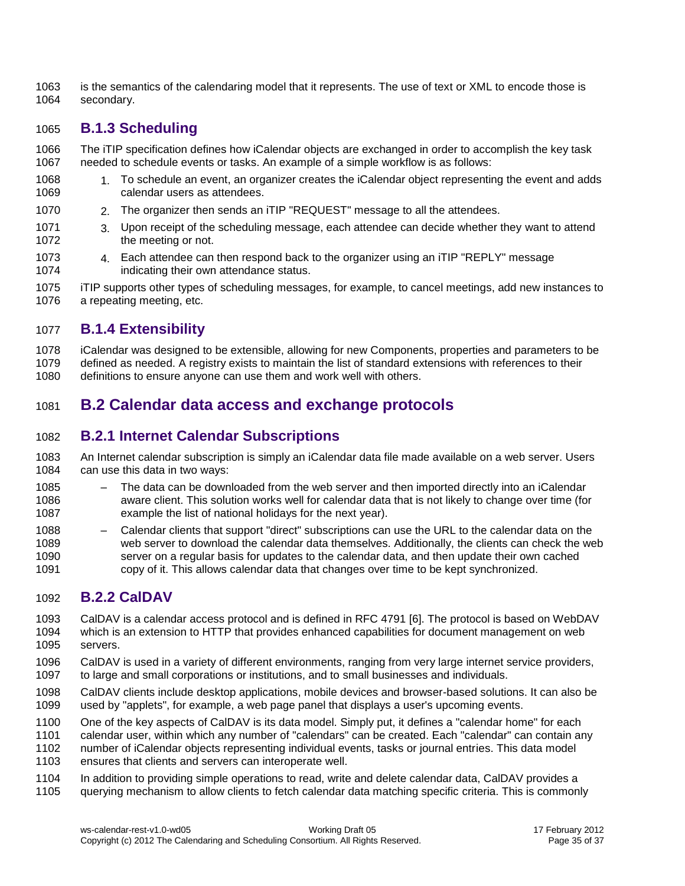is the semantics of the calendaring model that it represents. The use of text or XML to encode those is secondary.

### B.1.3 Scheduling

The iTIP specification defines how iCalendar objects are exchanged in order to accomplish the key task needed to schedule events or tasks. An example of a simple workflow is as follows:

1. To schedule an event, an organizer creates the iCalendar object representing the event and adds calendar users as attendees.
2. The organizer then sends an iTIP "REQUEST" message to all the attendees.
3. Upon receipt of the scheduling message, each attendee can decide whether they want to attend the meeting or not.
4. Each attendee can then respond back to the organizer using an iTIP "REPLY" message indicating their own attendance status.

iTIP supports other types of scheduling messages, for example, to cancel meetings, add new instances to a repeating meeting, etc.

### B.1.4 Extensibility

iCalendar was designed to be extensible, allowing for new Components, properties and parameters to be defined as needed. A registry exists to maintain the list of standard extensions with references to their definitions to ensure anyone can use them and work well with others.

## B.2 Calendar data access and exchange protocols

### B.2.1 Internet Calendar Subscriptions

An Internet calendar subscription is simply an iCalendar data file made available on a web server. Users can use this data in two ways:

– The data can be downloaded from the web server and then imported directly into an iCalendar aware client. This solution works well for calendar data that is not likely to change over time (for example the list of national holidays for the next year).

– Calendar clients that support "direct" subscriptions can use the URL to the calendar data on the web server to download the calendar data themselves. Additionally, the clients can check the web server on a regular basis for updates to the calendar data, and then update their own cached copy of it. This allows calendar data that changes over time to be kept synchronized.

### B.2.2 CalDAV

CalDAV is a calendar access protocol and is defined in RFC 4791 [6]. The protocol is based on WebDAV which is an extension to HTTP that provides enhanced capabilities for document management on web servers.

CalDAV is used in a variety of different environments, ranging from very large internet service providers, to large and small corporations or institutions, and to small businesses and individuals.

CalDAV clients include desktop applications, mobile devices and browser-based solutions. It can also be used by "applets", for example, a web page panel that displays a user's upcoming events.

One of the key aspects of CalDAV is its data model. Simply put, it defines a "calendar home" for each calendar user, within which any number of "calendars" can be created. Each "calendar" can contain any number of iCalendar objects representing individual events, tasks or journal entries. This data model ensures that clients and servers can interoperate well.

In addition to providing simple operations to read, write and delete calendar data, CalDAV provides a querying mechanism to allow clients to fetch calendar data matching specific criteria. This is commonly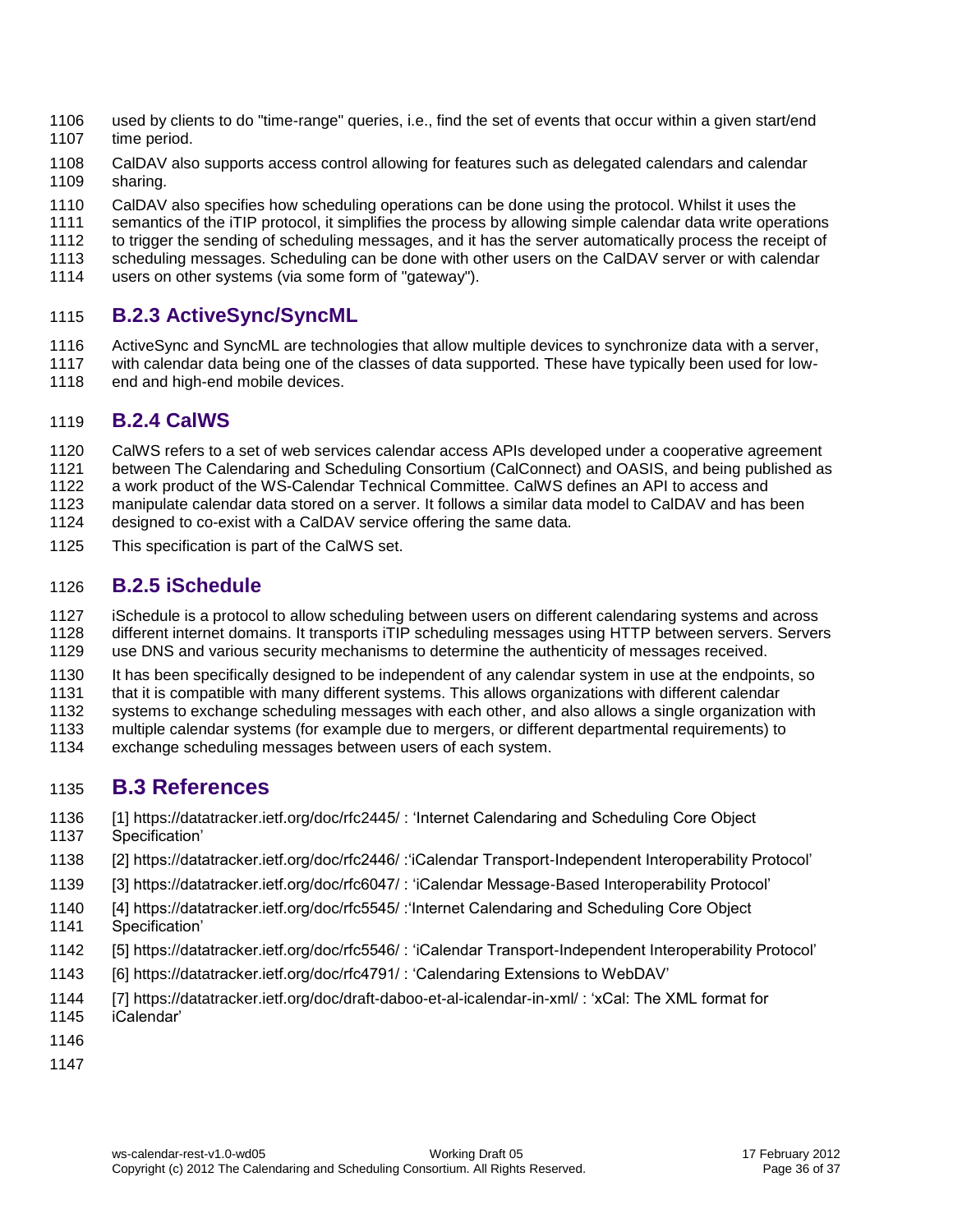used by clients to do "time-range" queries, i.e., find the set of events that occur within a given start/end time period.

CalDAV also supports access control allowing for features such as delegated calendars and calendar sharing.

CalDAV also specifies how scheduling operations can be done using the protocol. Whilst it uses the semantics of the iTIP protocol, it simplifies the process by allowing simple calendar data write operations to trigger the sending of scheduling messages, and it has the server automatically process the receipt of scheduling messages. Scheduling can be done with other users on the CalDAV server or with calendar users on other systems (via some form of "gateway").

### B.2.3 ActiveSync/SyncML

ActiveSync and SyncML are technologies that allow multiple devices to synchronize data with a server, with calendar data being one of the classes of data supported. These have typically been used for low-end and high-end mobile devices.

### B.2.4 CalWS

CalWS refers to a set of web services calendar access APIs developed under a cooperative agreement between The Calendaring and Scheduling Consortium (CalConnect) and OASIS, and being published as a work product of the WS-Calendar Technical Committee. CalWS defines an API to access and manipulate calendar data stored on a server. It follows a similar data model to CalDAV and has been designed to co-exist with a CalDAV service offering the same data.

This specification is part of the CalWS set.

### B.2.5 iSchedule

iSchedule is a protocol to allow scheduling between users on different calendaring systems and across different internet domains. It transports iTIP scheduling messages using HTTP between servers. Servers use DNS and various security mechanisms to determine the authenticity of messages received.

It has been specifically designed to be independent of any calendar system in use at the endpoints, so that it is compatible with many different systems. This allows organizations with different calendar systems to exchange scheduling messages with each other, and also allows a single organization with multiple calendar systems (for example due to mergers, or different departmental requirements) to exchange scheduling messages between users of each system.

## B.3 References

[1] https://datatracker.ietf.org/doc/rfc2445/ : 'Internet Calendaring and Scheduling Core Object Specification'

[2] https://datatracker.ietf.org/doc/rfc2446/ :'iCalendar Transport-Independent Interoperability Protocol'

[3] https://datatracker.ietf.org/doc/rfc6047/ : 'iCalendar Message-Based Interoperability Protocol'

[4] https://datatracker.ietf.org/doc/rfc5545/ :'Internet Calendaring and Scheduling Core Object Specification'

[5] https://datatracker.ietf.org/doc/rfc5546/ : 'iCalendar Transport-Independent Interoperability Protocol'

[6] https://datatracker.ietf.org/doc/rfc4791/ : 'Calendaring Extensions to WebDAV'

[7] https://datatracker.ietf.org/doc/draft-daboo-et-al-icalendar-in-xml/ : 'xCal: The XML format for iCalendar'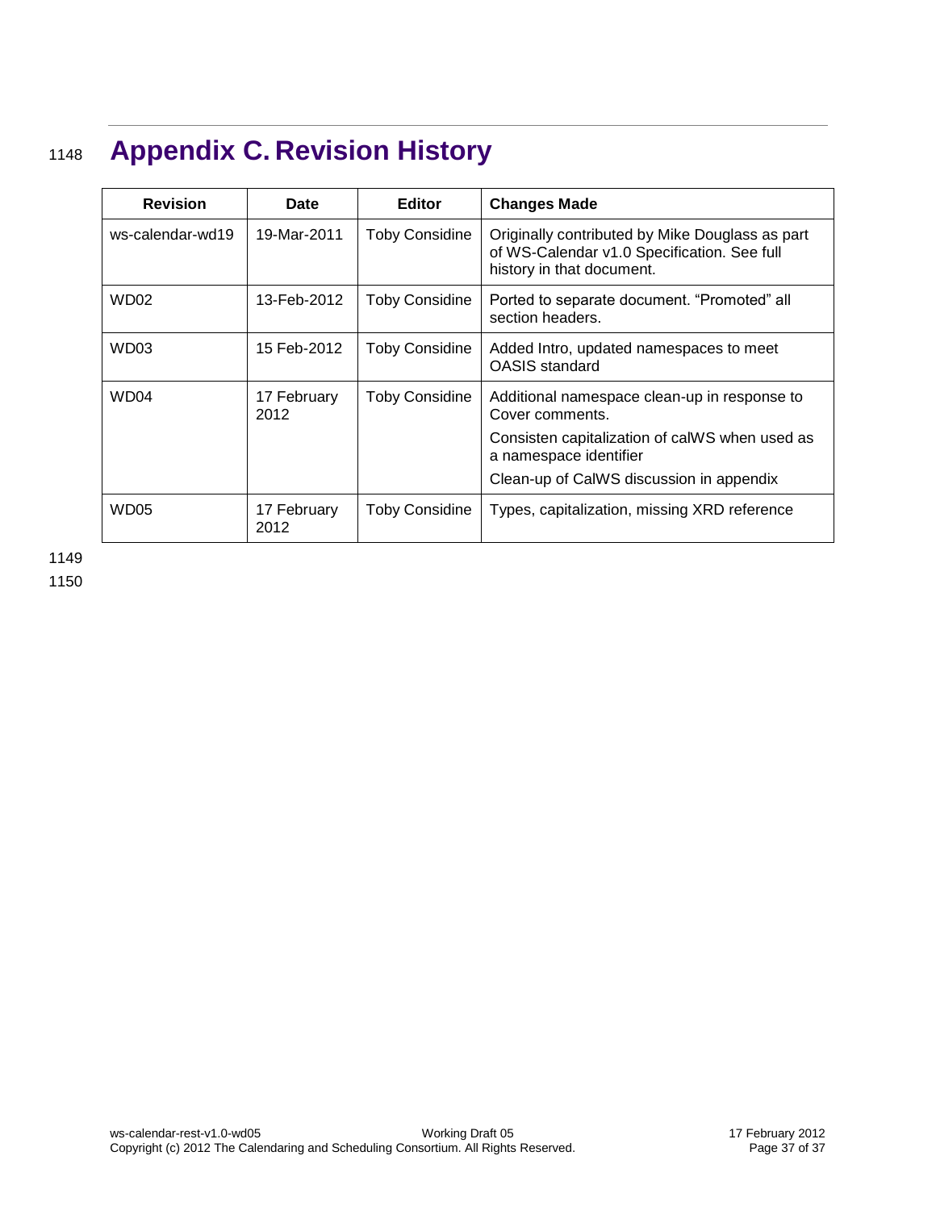# Appendix C. Revision History

| Revision | Date | Editor | Changes Made |
| --- | --- | --- | --- |
| ws-calendar-wd19 | 19-Mar-2011 | Toby Considine | Originally contributed by Mike Douglass as part of WS-Calendar v1.0 Specification. See full history in that document. |
| WD02 | 13-Feb-2012 | Toby Considine | Ported to separate document. “Promoted” all section headers. |
| WD03 | 15 Feb-2012 | Toby Considine | Added Intro, updated namespaces to meet OASIS standard |
| WD04 | 17 February 2012 | Toby Considine | Additional namespace clean-up in response to Cover comments.<br>Consisten capitalization of calWS when used as a namespace identifier<br>Clean-up of CalWS discussion in appendix |
| WD05 | 17 February 2012 | Toby Considine | Types, capitalization, missing XRD reference |